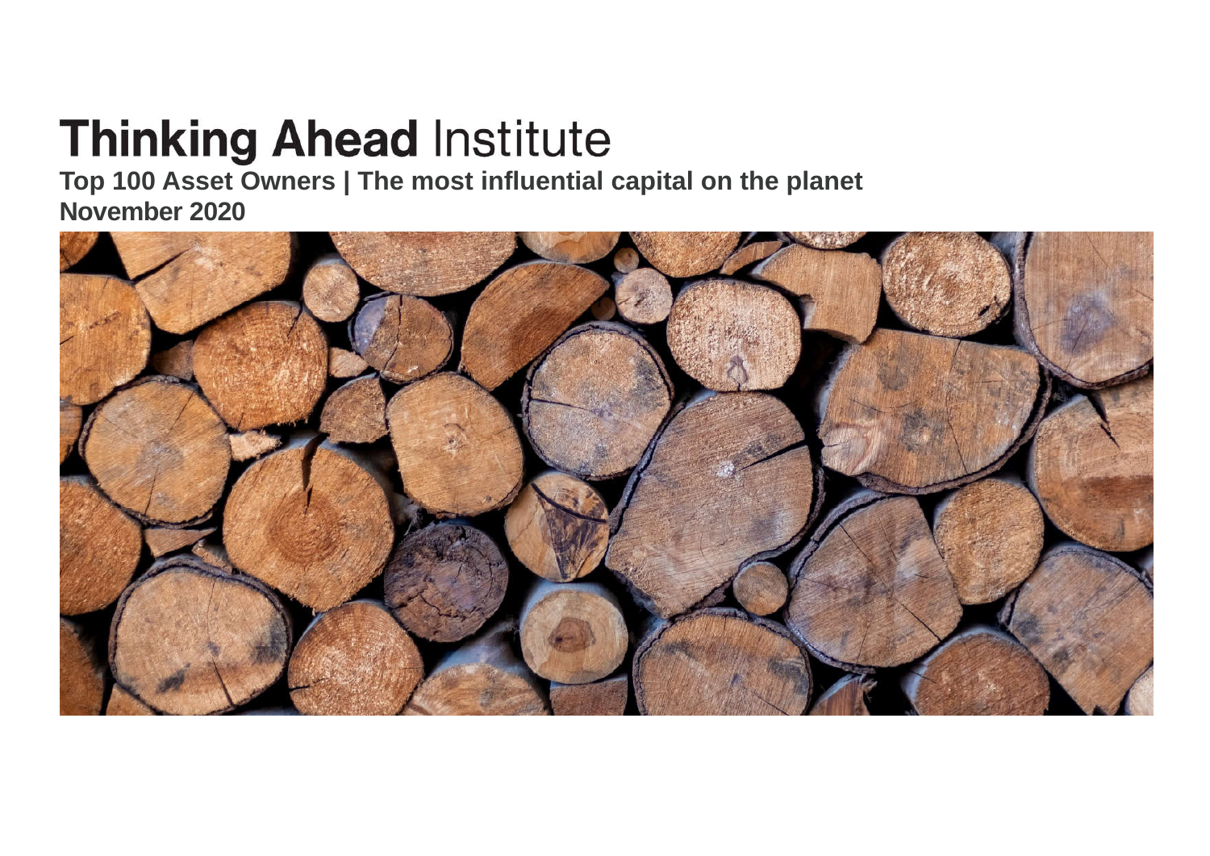# Thinking Ahead Institute

**Top 100 Asset Owners | The most influential capital on the planet**

**November 2020**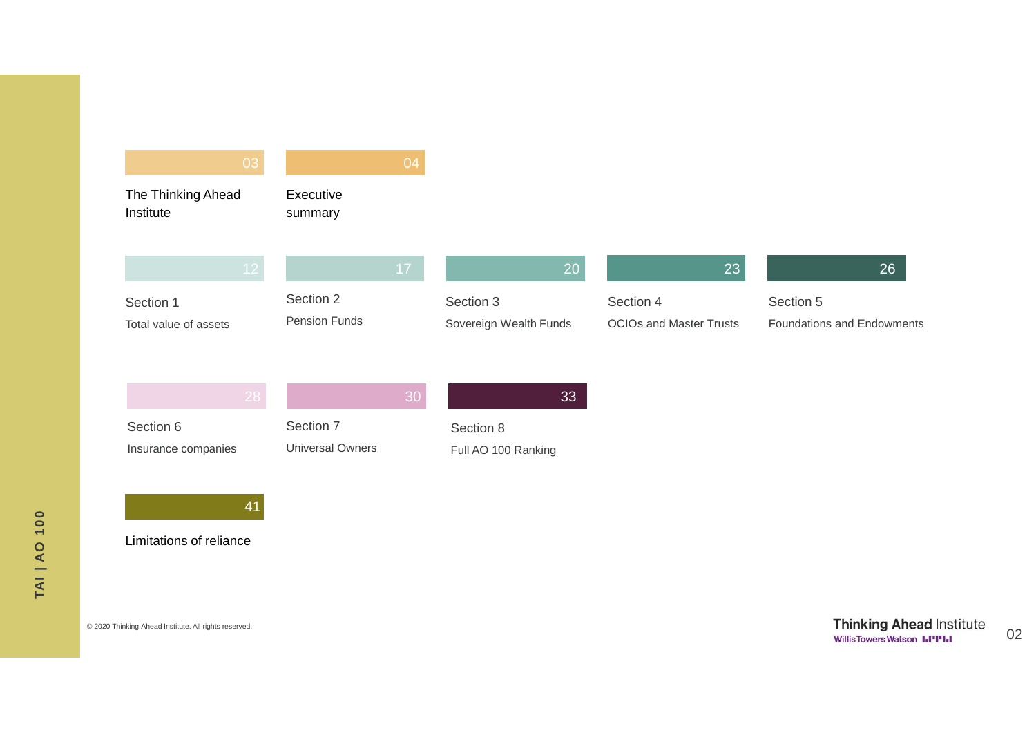03 The Thinking Ahead Institute

04 Executive summary

12 Section 1 — Total value of assets

17 Section 2 — Pension Funds

20 Section 3 — Sovereign Wealth Funds

23 Section 4 — OCIOs and Master Trusts

26 Section 5 — Foundations and Endowments

28 Section 6 — Insurance companies

30 Section 7 — Universal Owners

33 Section 8 — Full AO 100 Ranking

41 Limitations of reliance

© 2020 Thinking Ahead Institute. All rights reserved.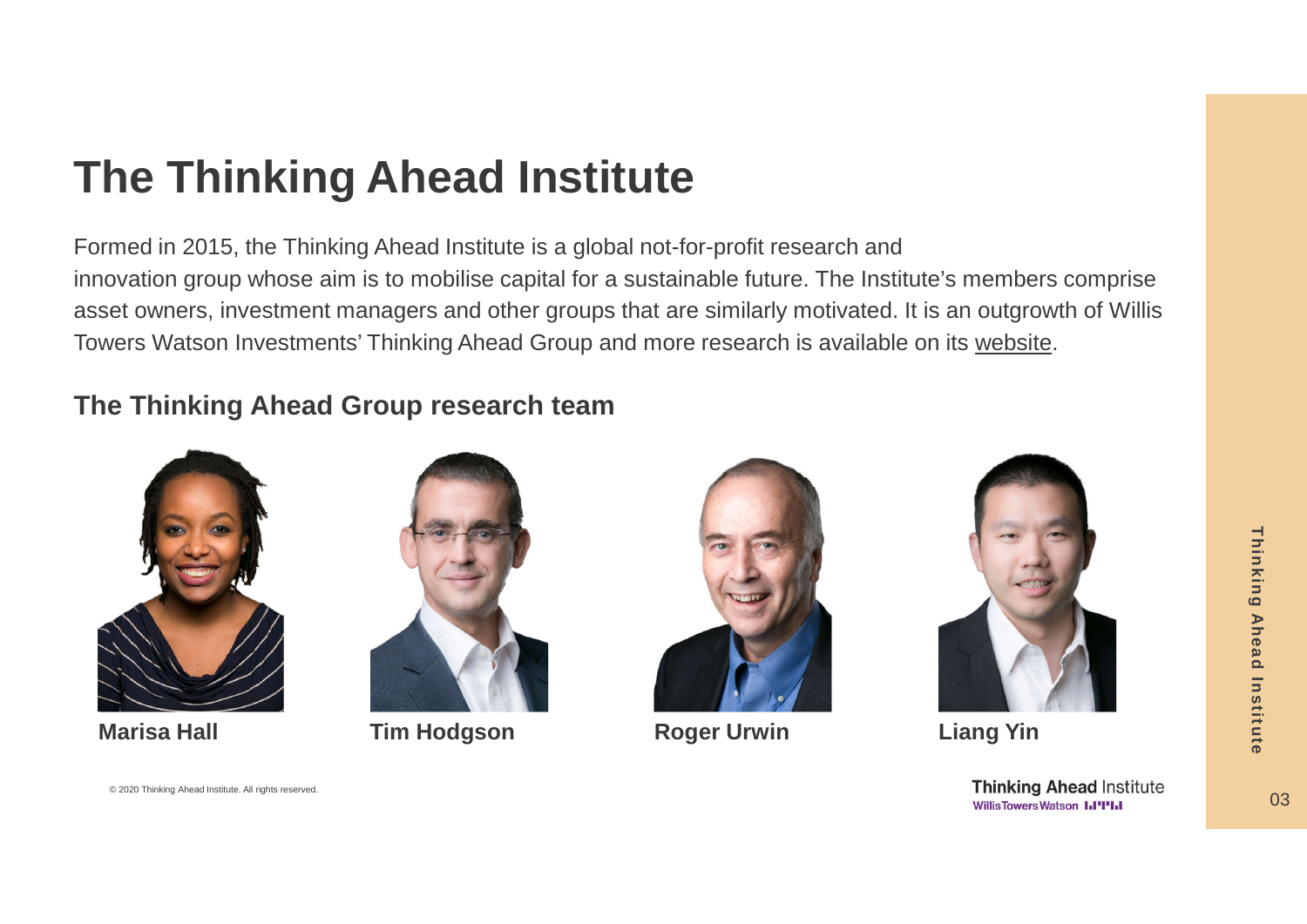# The Thinking Ahead Institute

Formed in 2015, the Thinking Ahead Institute is a global not-for-profit research and innovation group whose aim is to mobilise capital for a sustainable future. The Institute's members comprise asset owners, investment managers and other groups that are similarly motivated. It is an outgrowth of Willis Towers Watson Investments' Thinking Ahead Group and more research is available on its website.

## The Thinking Ahead Group research team

**Marisa Hall**

**Tim Hodgson**

**Roger Urwin**

**Liang Yin**

© 2020 Thinking Ahead Institute. All rights reserved.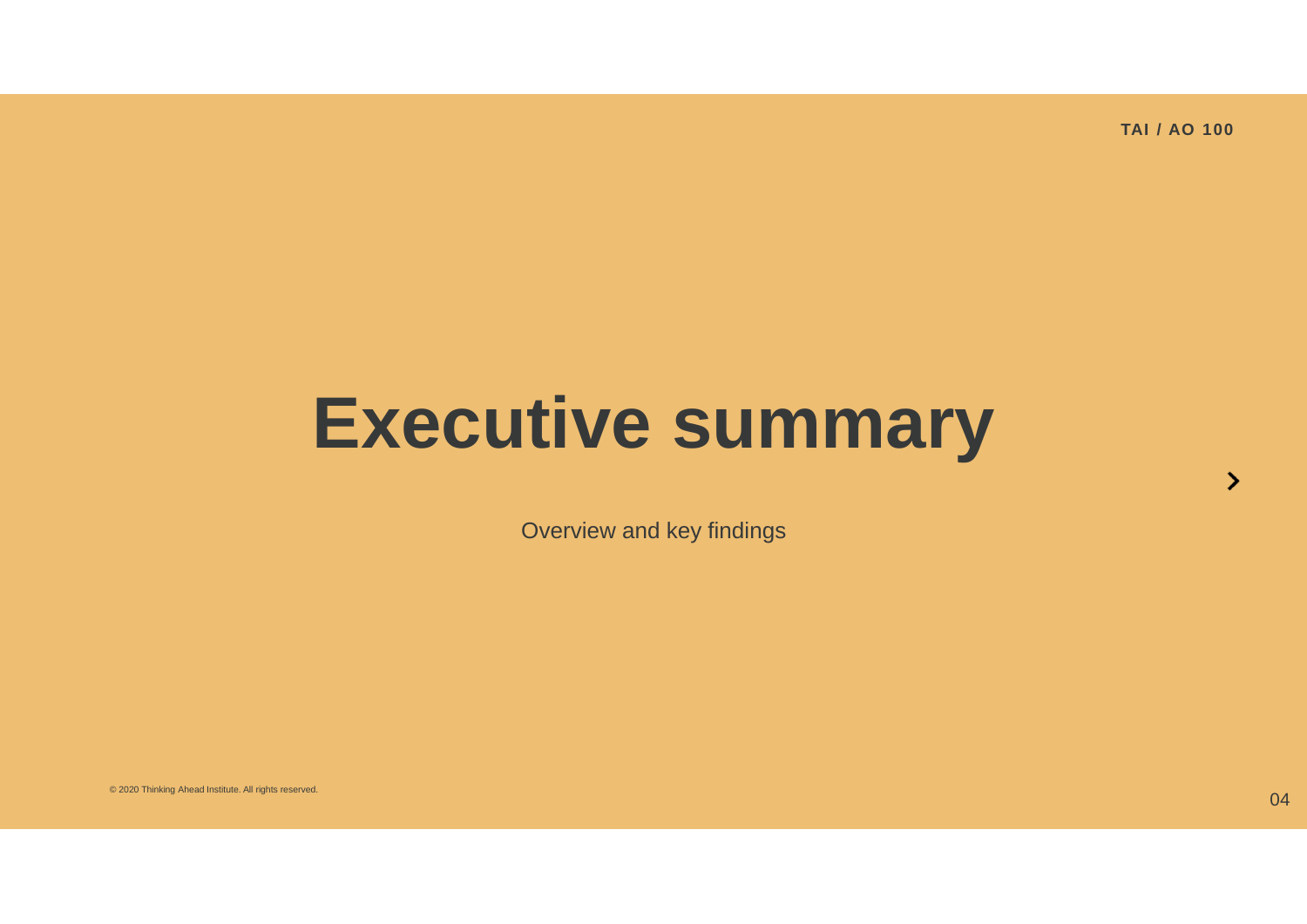# Executive summary

Overview and key findings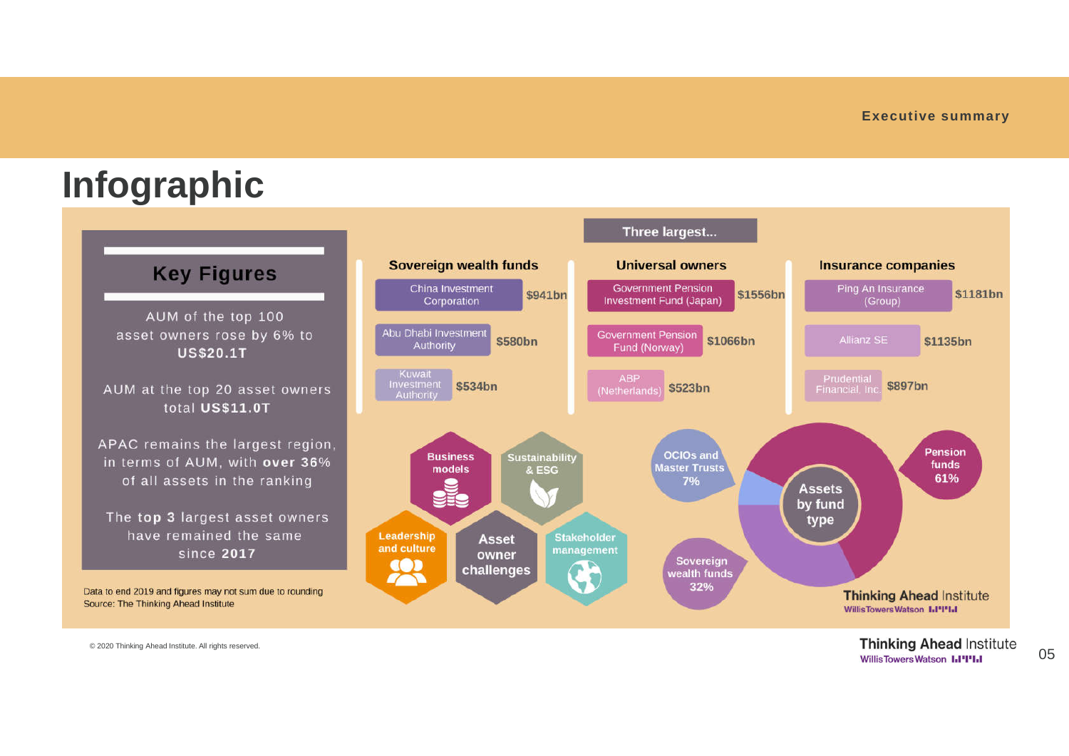# Infographic

## Key Figures

AUM of the top 100 asset owners rose by 6% to **US$20.1T**

AUM at the top 20 asset owners total **US$11.0T**

APAC remains the largest region, in terms of AUM, with **over 36%** of all assets in the ranking

The top **3** largest asset owners have remained the same since **2017**

Data to end 2019 and figures may not sum due to rounding
Source: The Thinking Ahead Institute

## Three largest...

| Sovereign wealth funds | | Universal owners | | Insurance companies | |
|---|---|---|---|---|---|
| China Investment Corporation | $941bn | Government Pension Investment Fund (Japan) | $1556bn | Ping An Insurance (Group) | $1181bn |
| Abu Dhabi Investment Authority | $580bn | Government Pension Fund (Norway) | $1066bn | Allianz SE | $1135bn |
| Kuwait Investment Authority | $534bn | ABP (Netherlands) | $523bn | Prudential Financial, Inc. | $897bn |

## Asset owner challenges

- Business models
- Sustainability & ESG
- Leadership and culture
- Stakeholder management

## Assets by fund type

- Pension funds 61%
- Sovereign wealth funds 32%
- OCIOs and Master Trusts 7%

© 2020 Thinking Ahead Institute. All rights reserved.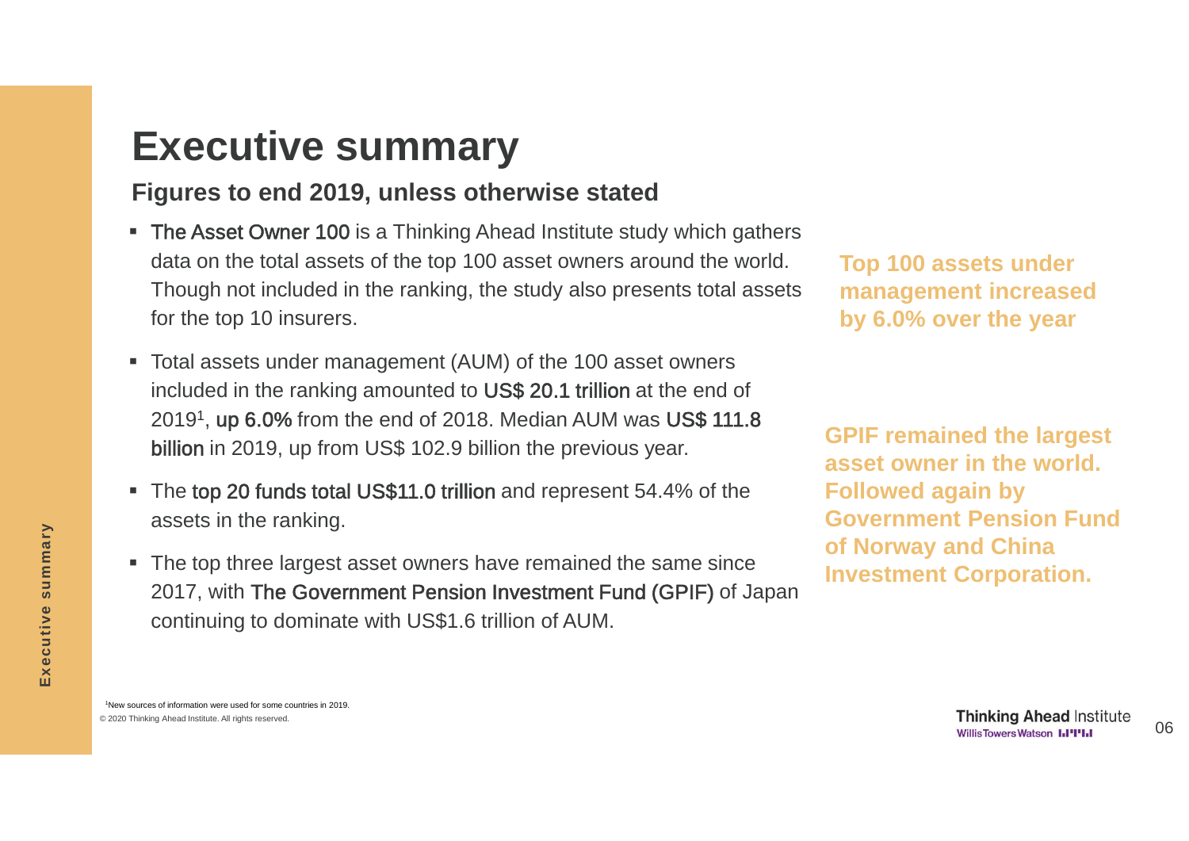# Executive summary

## Figures to end 2019, unless otherwise stated

- The Asset Owner 100 is a Thinking Ahead Institute study which gathers data on the total assets of the top 100 asset owners around the world. Though not included in the ranking, the study also presents total assets for the top 10 insurers.
- Total assets under management (AUM) of the 100 asset owners included in the ranking amounted to US$ 20.1 trillion at the end of 2019[1], up 6.0% from the end of 2018. Median AUM was US$ 111.8 billion in 2019, up from US$ 102.9 billion the previous year.
- The top 20 funds total US$11.0 trillion and represent 54.4% of the assets in the ranking.
- The top three largest asset owners have remained the same since 2017, with The Government Pension Investment Fund (GPIF) of Japan continuing to dominate with US$1.6 trillion of AUM.

**Top 100 assets under management increased by 6.0% over the year**

**GPIF remained the largest asset owner in the world. Followed again by Government Pension Fund of Norway and China Investment Corporation.**

[1] New sources of information were used for some countries in 2019.

© 2020 Thinking Ahead Institute. All rights reserved.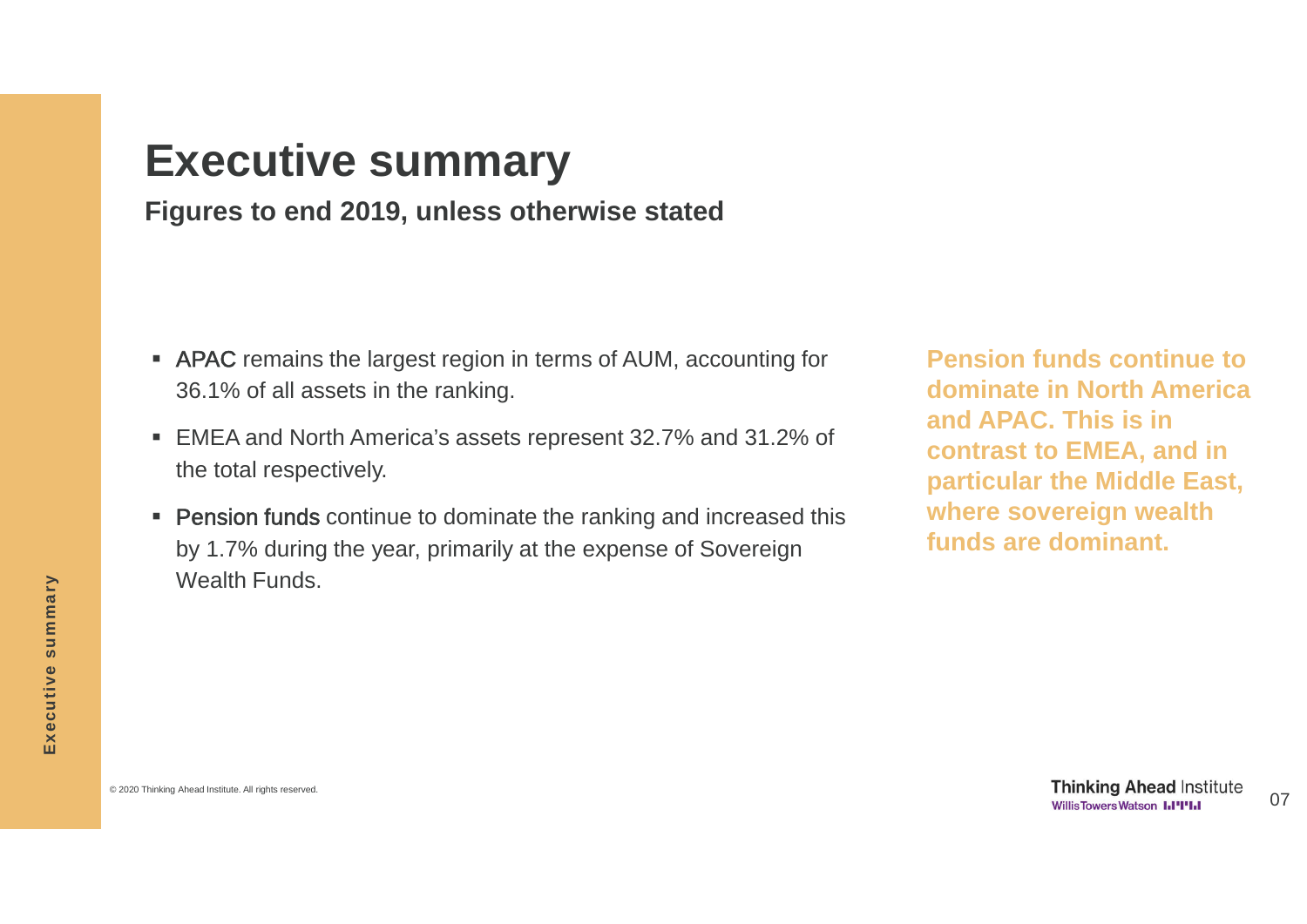# Executive summary

**Figures to end 2019, unless otherwise stated**

- APAC remains the largest region in terms of AUM, accounting for 36.1% of all assets in the ranking.
- EMEA and North America's assets represent 32.7% and 31.2% of the total respectively.
- Pension funds continue to dominate the ranking and increased this by 1.7% during the year, primarily at the expense of Sovereign Wealth Funds.

**Pension funds continue to dominate in North America and APAC. This is in contrast to EMEA, and in particular the Middle East, where sovereign wealth funds are dominant.**

© 2020 Thinking Ahead Institute. All rights reserved.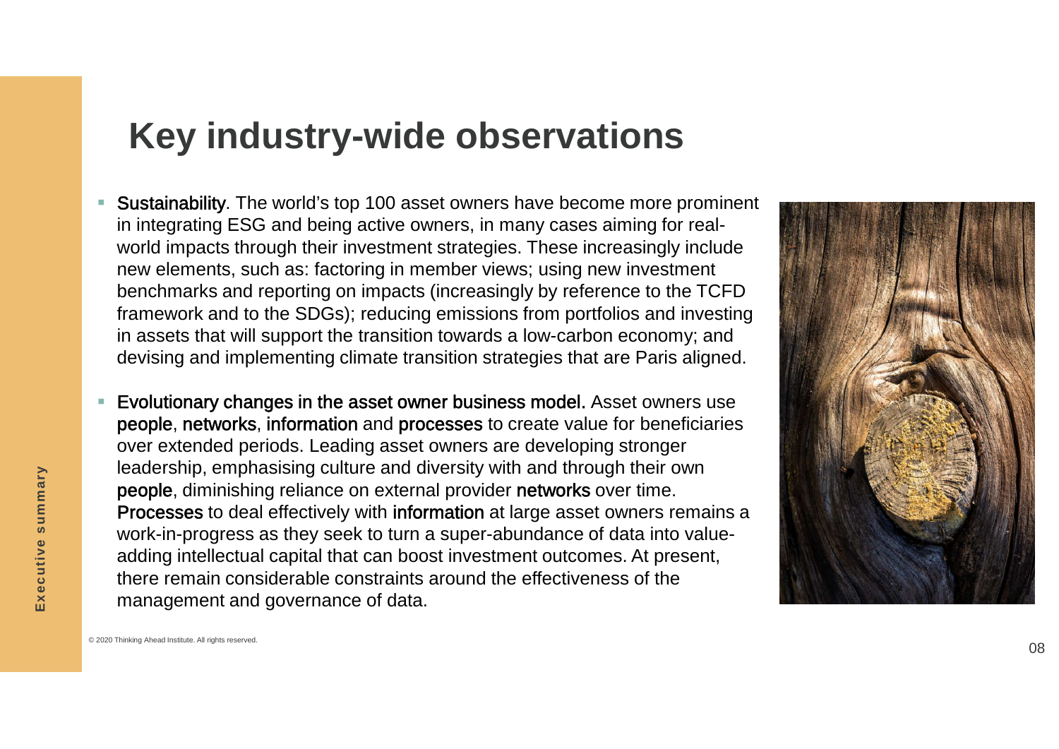# Key industry-wide observations

- **Sustainability**. The world's top 100 asset owners have become more prominent in integrating ESG and being active owners, in many cases aiming for real-world impacts through their investment strategies. These increasingly include new elements, such as: factoring in member views; using new investment benchmarks and reporting on impacts (increasingly by reference to the TCFD framework and to the SDGs); reducing emissions from portfolios and investing in assets that will support the transition towards a low-carbon economy; and devising and implementing climate transition strategies that are Paris aligned.
- **Evolutionary changes in the asset owner business model.** Asset owners use **people**, **networks**, **information** and **processes** to create value for beneficiaries over extended periods. Leading asset owners are developing stronger leadership, emphasising culture and diversity with and through their own **people**, diminishing reliance on external provider **networks** over time. **Processes** to deal effectively with **information** at large asset owners remains a work-in-progress as they seek to turn a super-abundance of data into value-adding intellectual capital that can boost investment outcomes. At present, there remain considerable constraints around the effectiveness of the management and governance of data.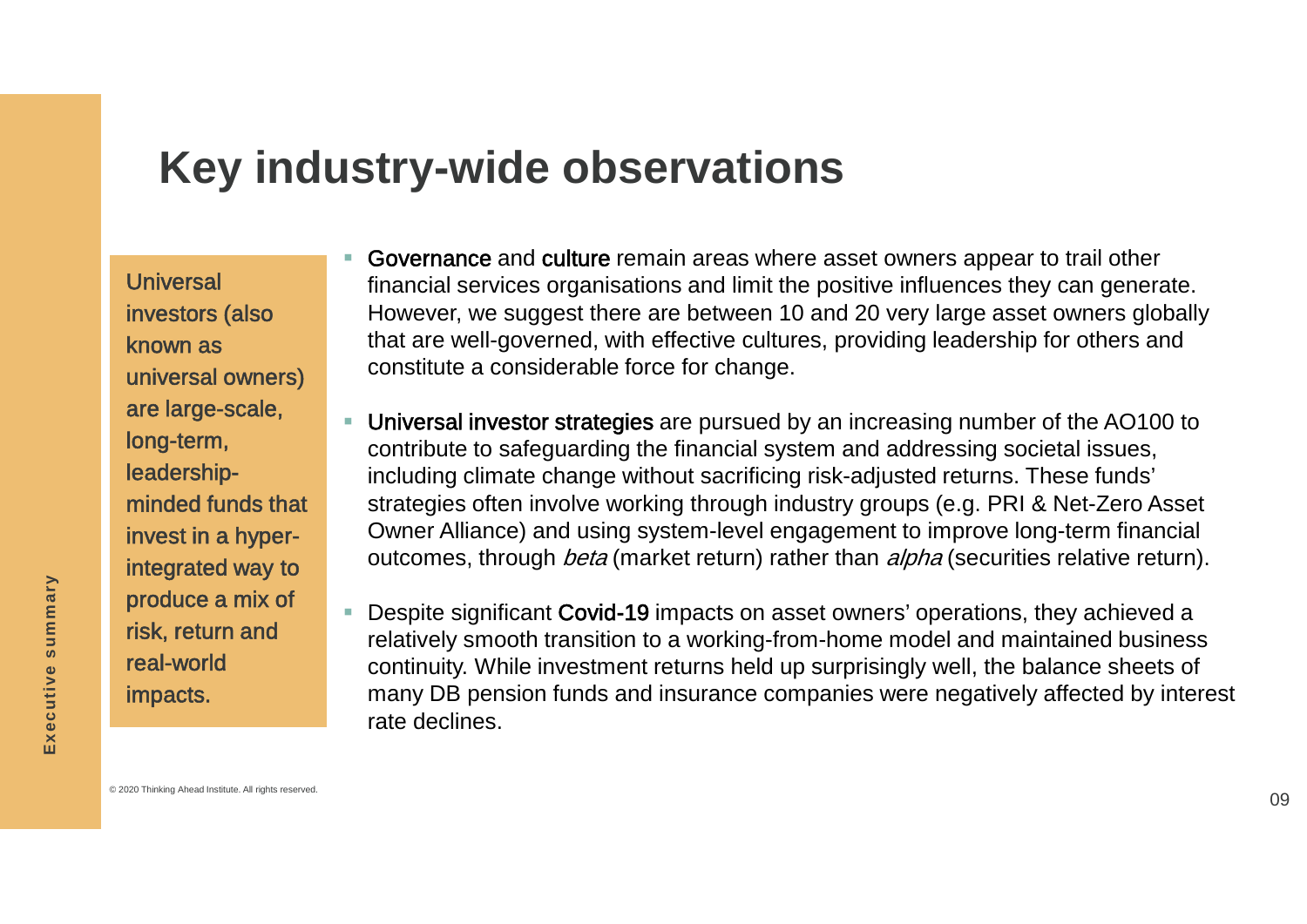# Key industry-wide observations

Universal investors (also known as universal owners) are large-scale, long-term, leadership-minded funds that invest in a hyper-integrated way to produce a mix of risk, return and real-world impacts.

- **Governance** and **culture** remain areas where asset owners appear to trail other financial services organisations and limit the positive influences they can generate. However, we suggest there are between 10 and 20 very large asset owners globally that are well-governed, with effective cultures, providing leadership for others and constitute a considerable force for change.
- **Universal investor strategies** are pursued by an increasing number of the AO100 to contribute to safeguarding the financial system and addressing societal issues, including climate change without sacrificing risk-adjusted returns. These funds' strategies often involve working through industry groups (e.g. PRI & Net-Zero Asset Owner Alliance) and using system-level engagement to improve long-term financial outcomes, through *beta* (market return) rather than *alpha* (securities relative return).
- Despite significant **Covid-19** impacts on asset owners' operations, they achieved a relatively smooth transition to a working-from-home model and maintained business continuity. While investment returns held up surprisingly well, the balance sheets of many DB pension funds and insurance companies were negatively affected by interest rate declines.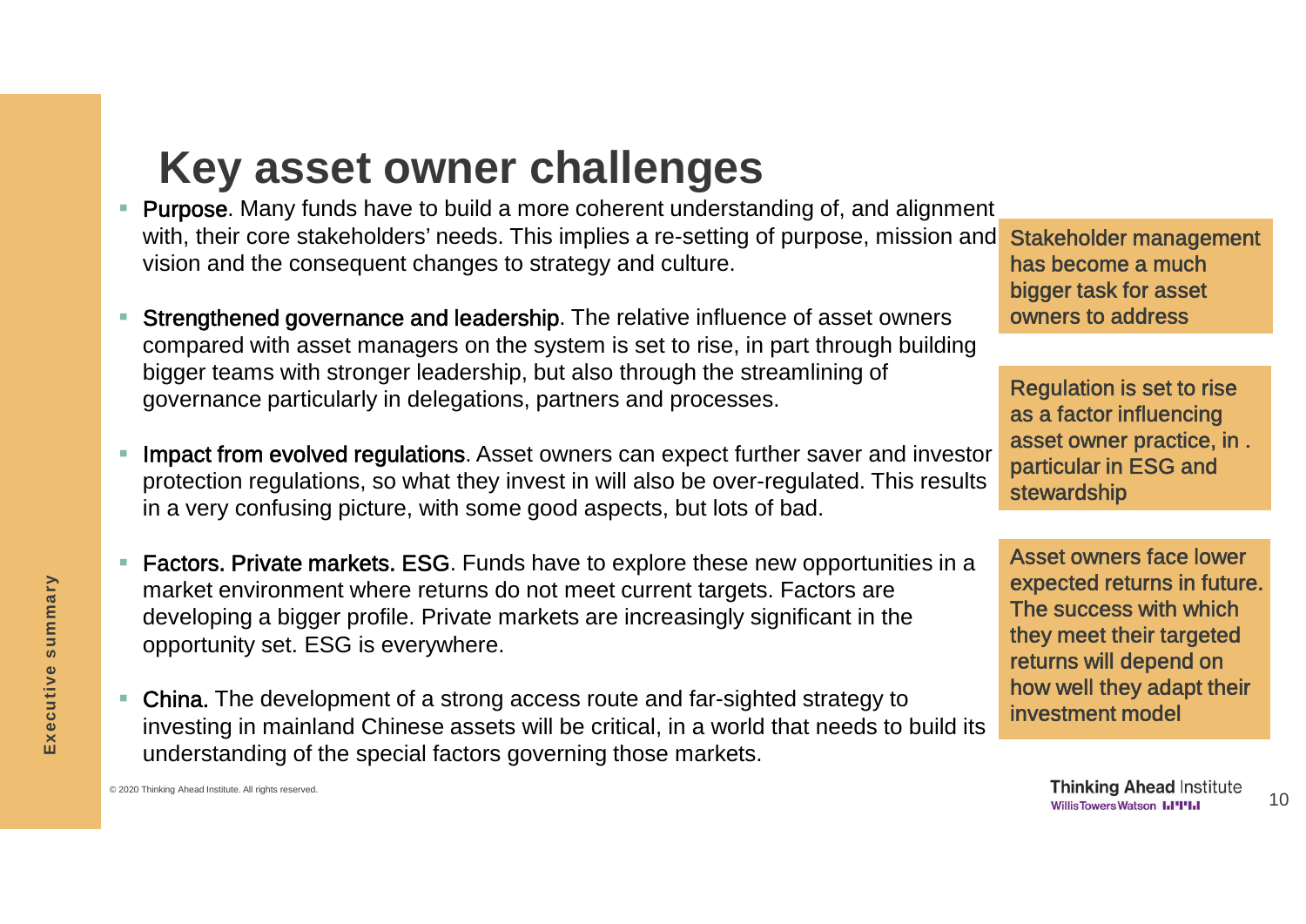# Key asset owner challenges

- **Purpose**. Many funds have to build a more coherent understanding of, and alignment with, their core stakeholders' needs. This implies a re-setting of purpose, mission and vision and the consequent changes to strategy and culture.
- **Strengthened governance and leadership**. The relative influence of asset owners compared with asset managers on the system is set to rise, in part through building bigger teams with stronger leadership, but also through the streamlining of governance particularly in delegations, partners and processes.
- **Impact from evolved regulations**. Asset owners can expect further saver and investor protection regulations, so what they invest in will also be over-regulated. This results in a very confusing picture, with some good aspects, but lots of bad.
- **Factors. Private markets. ESG**. Funds have to explore these new opportunities in a market environment where returns do not meet current targets. Factors are developing a bigger profile. Private markets are increasingly significant in the opportunity set. ESG is everywhere.
- **China**. The development of a strong access route and far-sighted strategy to investing in mainland Chinese assets will be critical, in a world that needs to build its understanding of the special factors governing those markets.

Stakeholder management has become a much bigger task for asset owners to address

Regulation is set to rise as a factor influencing asset owner practice, in . particular in ESG and stewardship

Asset owners face lower expected returns in future. The success with which they meet their targeted returns will depend on how well they adapt their investment model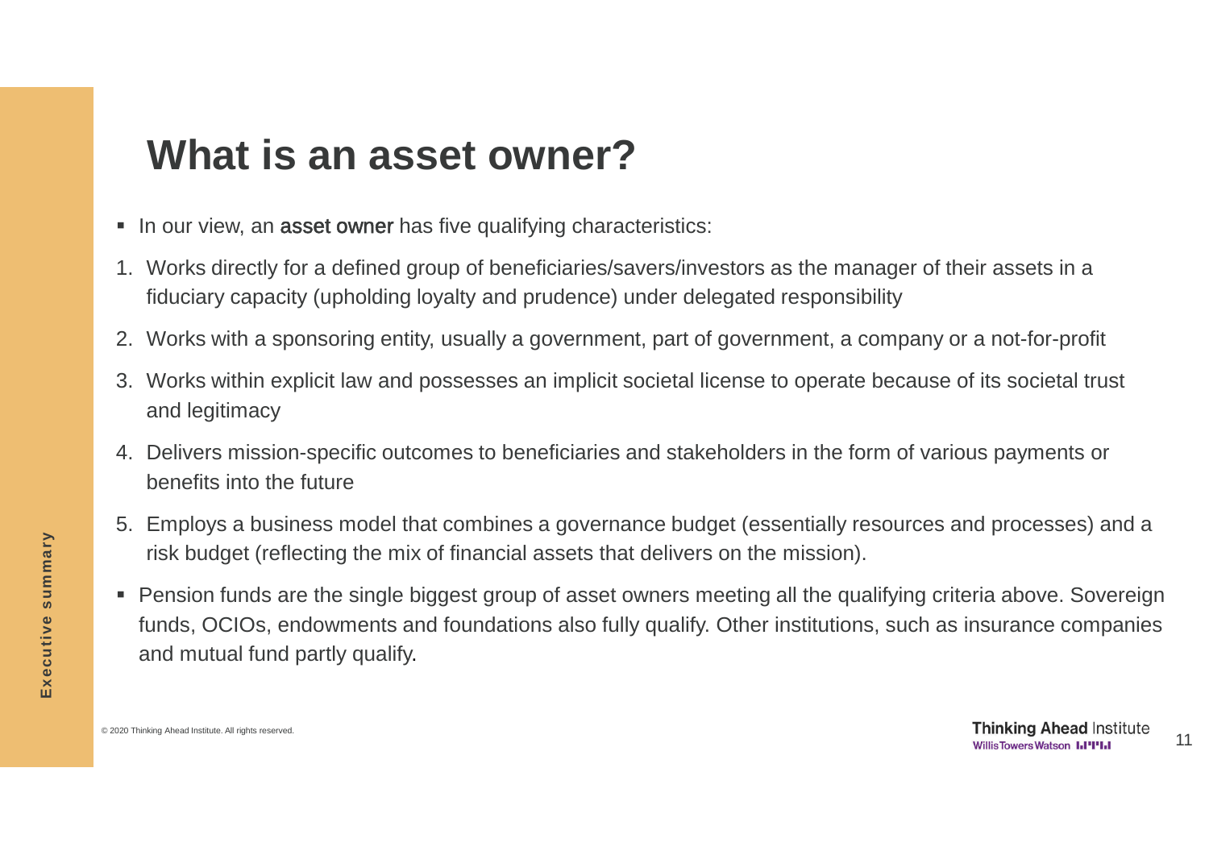# What is an asset owner?

- In our view, an **asset owner** has five qualifying characteristics:

1. Works directly for a defined group of beneficiaries/savers/investors as the manager of their assets in a fiduciary capacity (upholding loyalty and prudence) under delegated responsibility
2. Works with a sponsoring entity, usually a government, part of government, a company or a not-for-profit
3. Works within explicit law and possesses an implicit societal license to operate because of its societal trust and legitimacy
4. Delivers mission-specific outcomes to beneficiaries and stakeholders in the form of various payments or benefits into the future
5. Employs a business model that combines a governance budget (essentially resources and processes) and a risk budget (reflecting the mix of financial assets that delivers on the mission).

- Pension funds are the single biggest group of asset owners meeting all the qualifying criteria above. Sovereign funds, OCIOs, endowments and foundations also fully qualify. Other institutions, such as insurance companies and mutual fund partly qualify.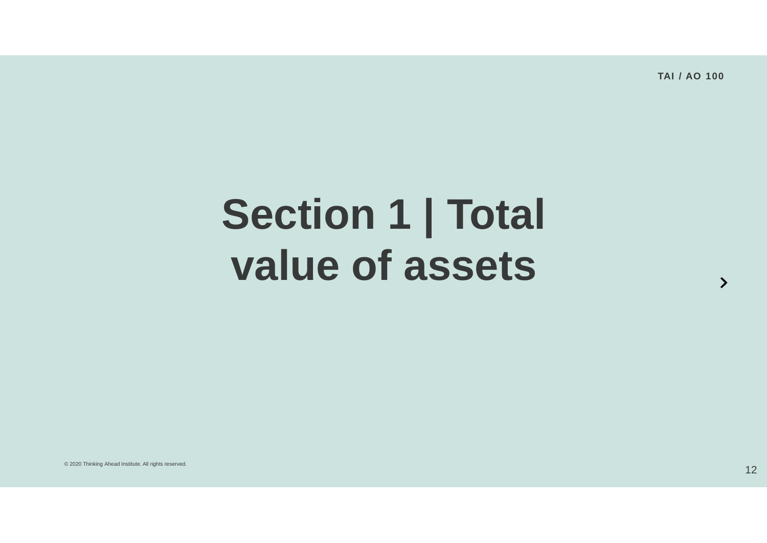# Section 1 | Total value of assets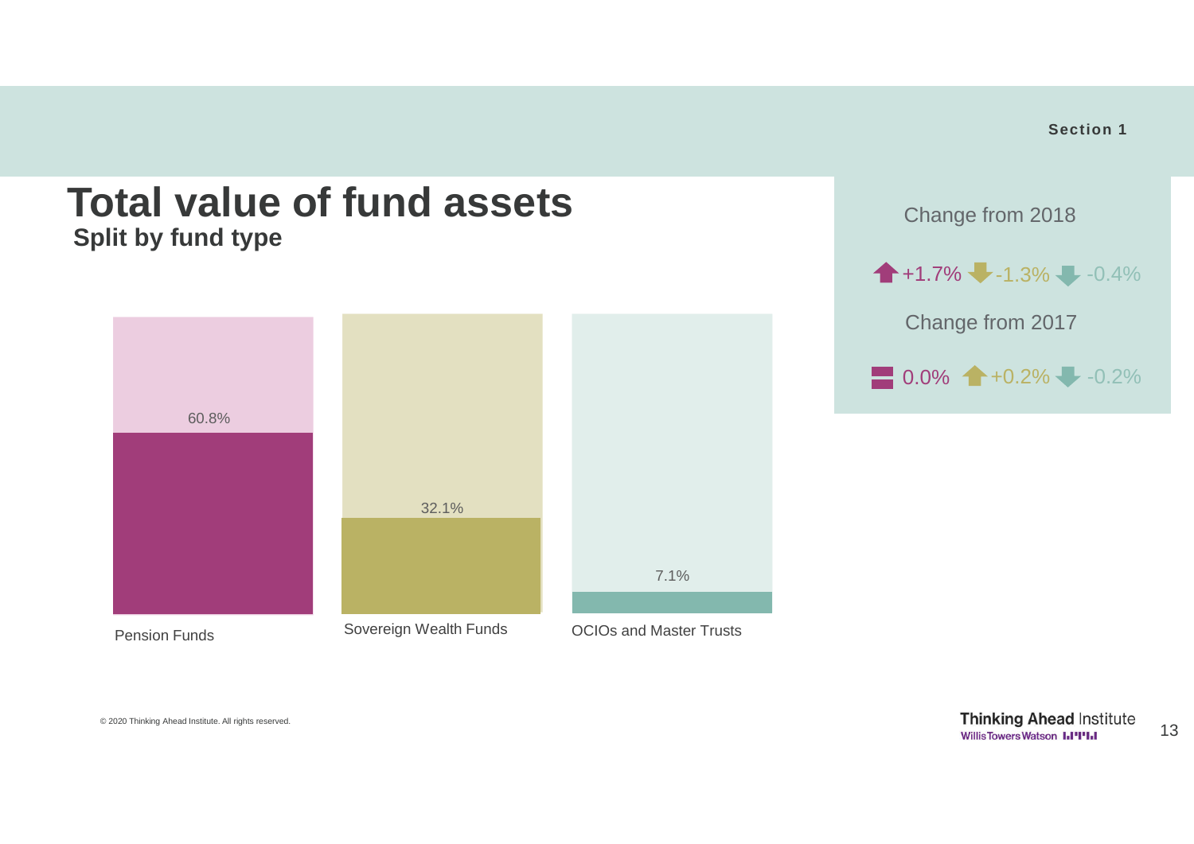# Total value of fund assets

**Split by fund type**

| Fund type | Share |
| --- | --- |
| Pension Funds | 60.8% |
| Sovereign Wealth Funds | 32.1% |
| OCIOs and Master Trusts | 7.1% |

| | Pension Funds | Sovereign Wealth Funds | OCIOs and Master Trusts |
| --- | --- | --- | --- |
| Change from 2018 | +1.7% | -1.3% | -0.4% |
| Change from 2017 | 0.0% | +0.2% | -0.2% |

© 2020 Thinking Ahead Institute. All rights reserved.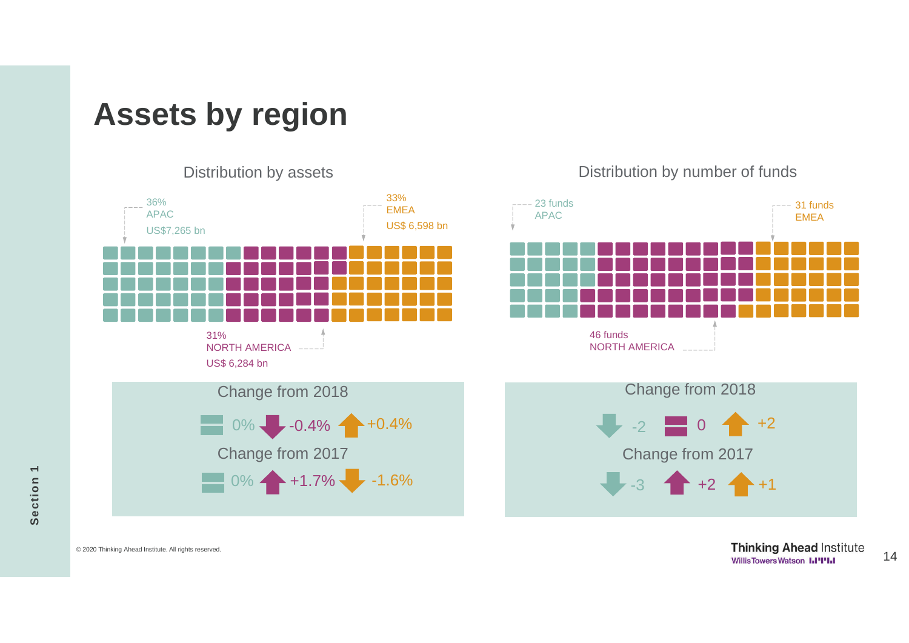# Assets by region

## Distribution by assets

36%
APAC
US$7,265 bn

33%
EMEA
US$ 6,598 bn

31%
NORTH AMERICA
US$ 6,284 bn

**Change from 2018**

| APAC | North America | EMEA |
| --- | --- | --- |
| 0% | -0.4% | +0.4% |

**Change from 2017**

| APAC | North America | EMEA |
| --- | --- | --- |
| 0% | +1.7% | -1.6% |

## Distribution by number of funds

23 funds
APAC

31 funds
EMEA

46 funds
NORTH AMERICA

**Change from 2018**

| APAC | North America | EMEA |
| --- | --- | --- |
| -2 | 0 | +2 |

**Change from 2017**

| APAC | North America | EMEA |
| --- | --- | --- |
| -3 | +2 | +1 |

© 2020 Thinking Ahead Institute. All rights reserved.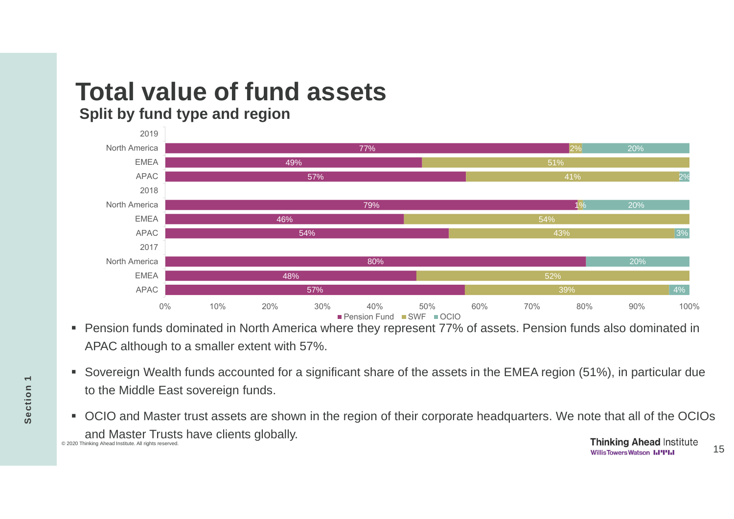# Total value of fund assets

## Split by fund type and region

| Year | Region | Pension Fund | SWF | OCIO |
|---|---|---|---|---|
| 2019 | North America | 77% | 2% | 20% |
| 2019 | EMEA | 49% | 51% | |
| 2019 | APAC | 57% | 41% | 2% |
| 2018 | North America | 79% | 1% | 20% |
| 2018 | EMEA | 46% | 54% | |
| 2018 | APAC | 54% | 43% | 3% |
| 2017 | North America | 80% | | 20% |
| 2017 | EMEA | 48% | 52% | |
| 2017 | APAC | 57% | 39% | 4% |

- Pension funds dominated in North America where they represent 77% of assets. Pension funds also dominated in APAC although to a smaller extent with 57%.
- Sovereign Wealth funds accounted for a significant share of the assets in the EMEA region (51%), in particular due to the Middle East sovereign funds.
- OCIO and Master trust assets are shown in the region of their corporate headquarters. We note that all of the OCIOs and Master Trusts have clients globally.

© 2020 Thinking Ahead Institute. All rights reserved.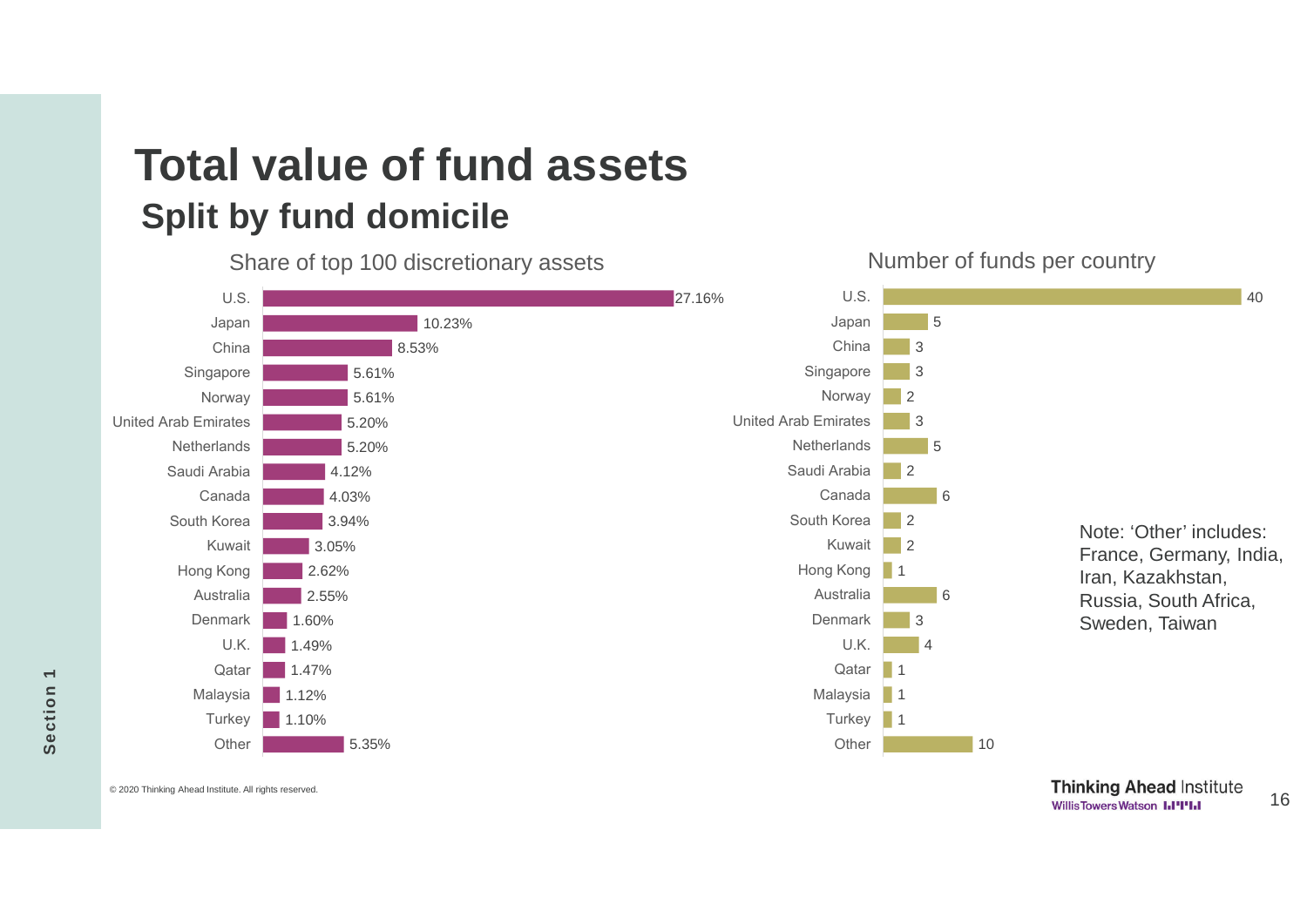# Total value of fund assets

## Split by fund domicile

| Country | Share of top 100 discretionary assets | Number of funds per country |
|---|---|---|
| U.S. | 27.16% | 40 |
| Japan | 10.23% | 5 |
| China | 8.53% | 3 |
| Singapore | 5.61% | 3 |
| Norway | 5.61% | 2 |
| United Arab Emirates | 5.20% | 3 |
| Netherlands | 5.20% | 5 |
| Saudi Arabia | 4.12% | 2 |
| Canada | 4.03% | 6 |
| South Korea | 3.94% | 2 |
| Kuwait | 3.05% | 2 |
| Hong Kong | 2.62% | 1 |
| Australia | 2.55% | 6 |
| Denmark | 1.60% | 3 |
| U.K. | 1.49% | 4 |
| Qatar | 1.47% | 1 |
| Malaysia | 1.12% | 1 |
| Turkey | 1.10% | 1 |
| Other | 5.35% | 10 |

Note: 'Other' includes: France, Germany, India, Iran, Kazakhstan, Russia, South Africa, Sweden, Taiwan

© 2020 Thinking Ahead Institute. All rights reserved.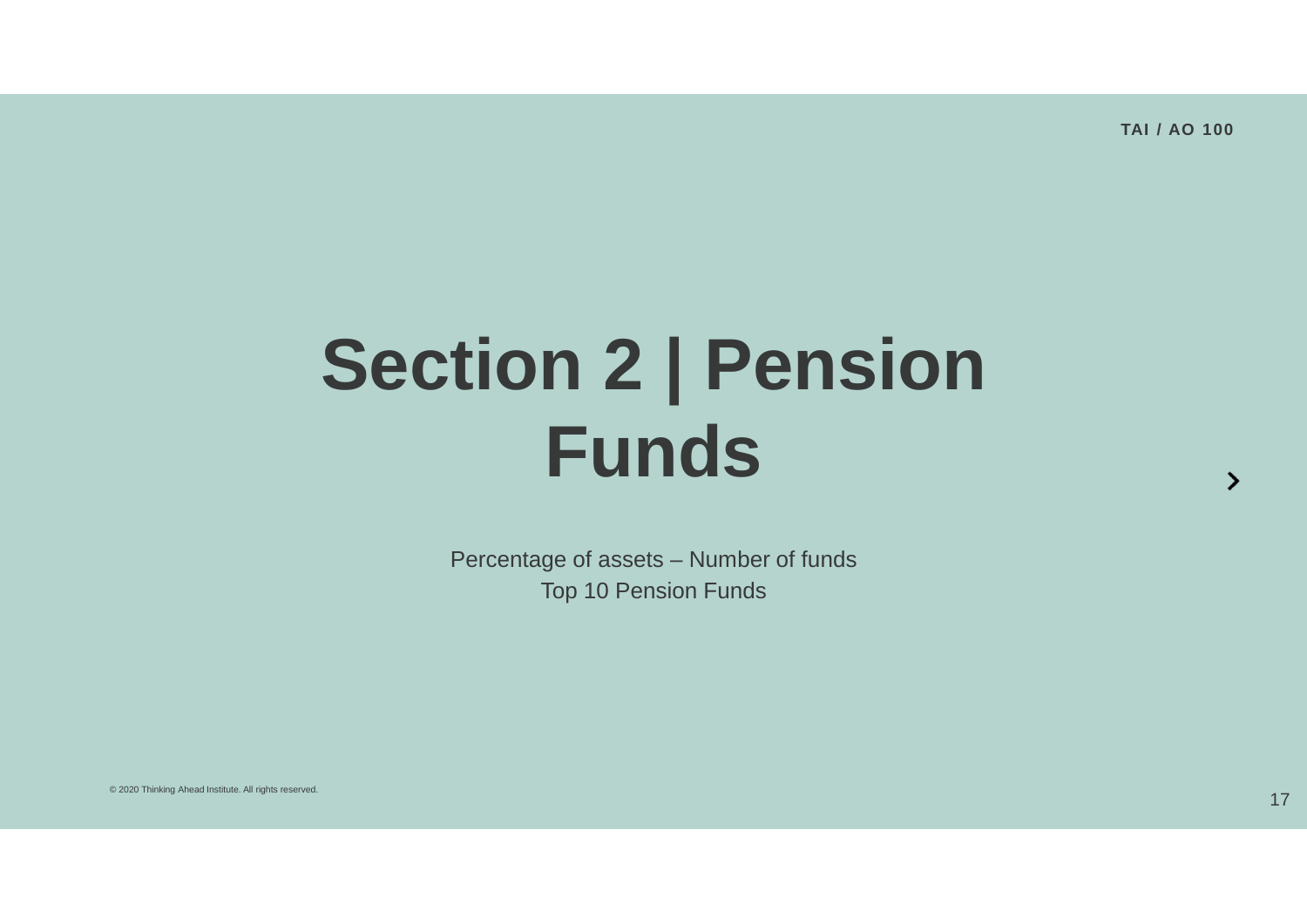# Section 2 | Pension Funds

Percentage of assets – Number of funds
Top 10 Pension Funds

© 2020 Thinking Ahead Institute. All rights reserved.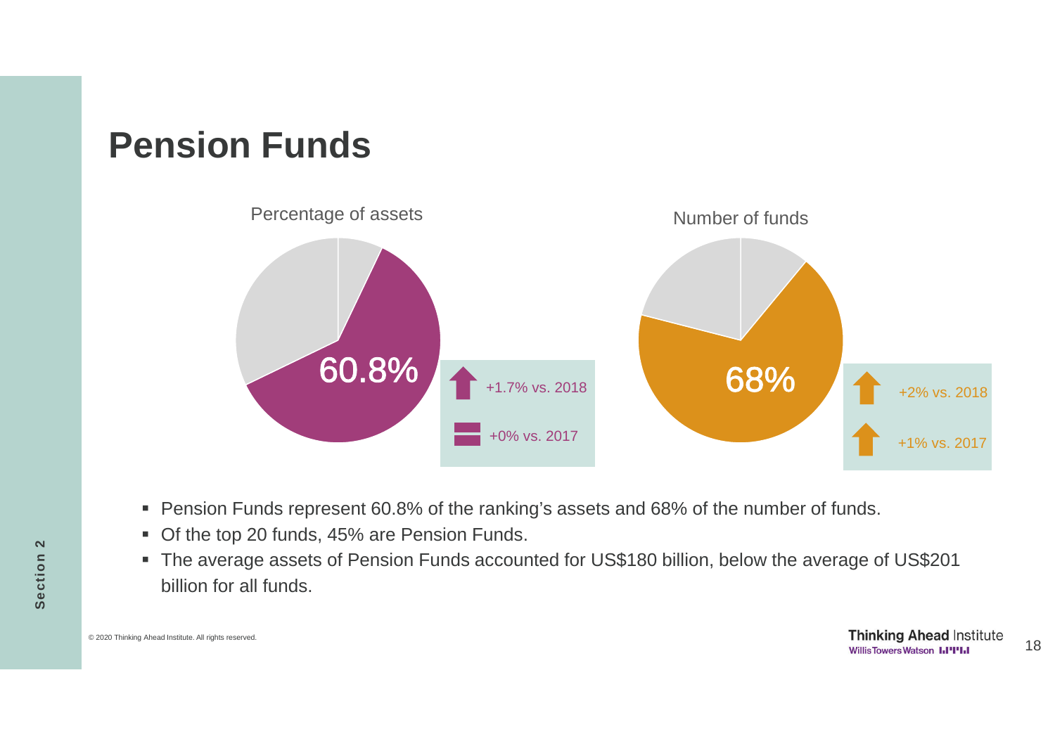# Pension Funds

Percentage of assets

60.8%

+1.7% vs. 2018

+0% vs. 2017

Number of funds

68%

+2% vs. 2018

+1% vs. 2017

- Pension Funds represent 60.8% of the ranking's assets and 68% of the number of funds.
- Of the top 20 funds, 45% are Pension Funds.
- The average assets of Pension Funds accounted for US$180 billion, below the average of US$201 billion for all funds.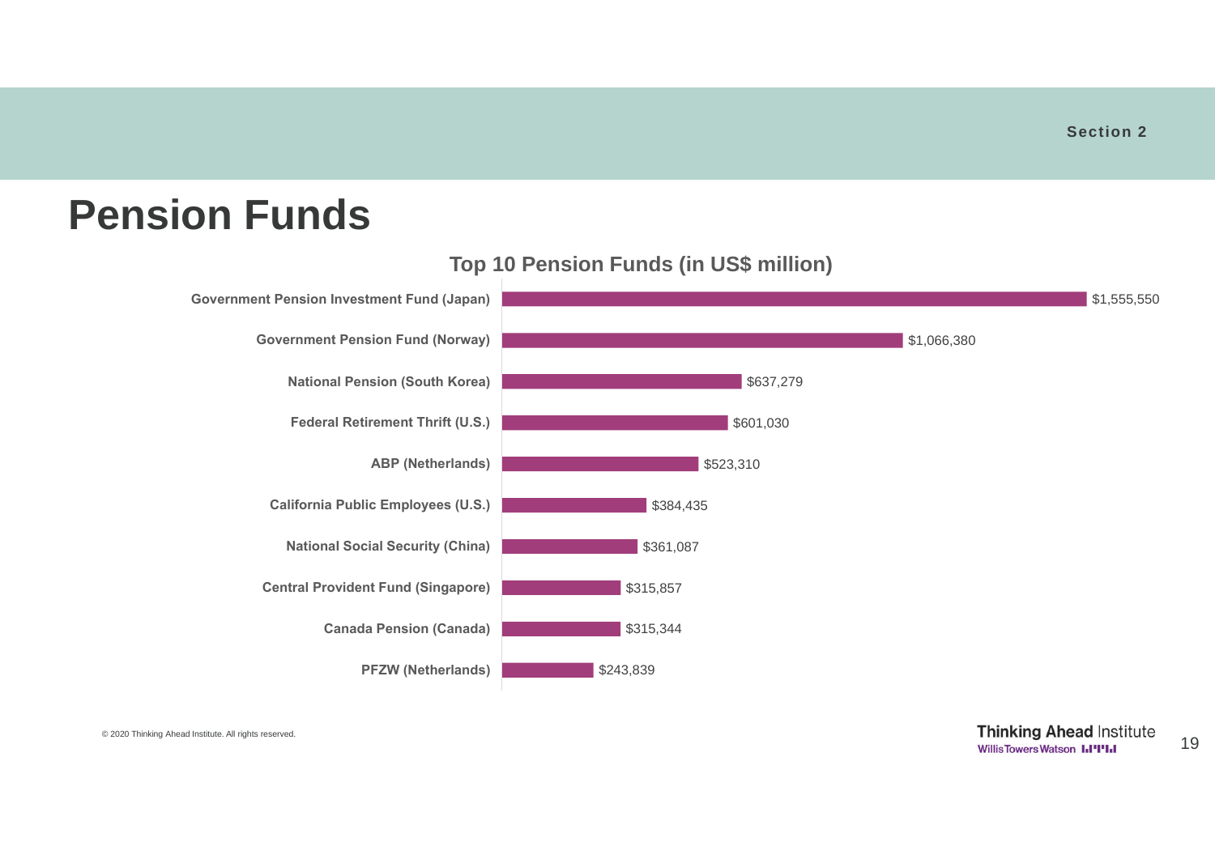Section 2

# Pension Funds

## Top 10 Pension Funds (in US$ million)

| Pension Fund | Assets (US$ million) |
| --- | --- |
| Government Pension Investment Fund (Japan) | $1,555,550 |
| Government Pension Fund (Norway) | $1,066,380 |
| National Pension (South Korea) | $637,279 |
| Federal Retirement Thrift (U.S.) | $601,030 |
| ABP (Netherlands) | $523,310 |
| California Public Employees (U.S.) | $384,435 |
| National Social Security (China) | $361,087 |
| Central Provident Fund (Singapore) | $315,857 |
| Canada Pension (Canada) | $315,344 |
| PFZW (Netherlands) | $243,839 |

© 2020 Thinking Ahead Institute. All rights reserved.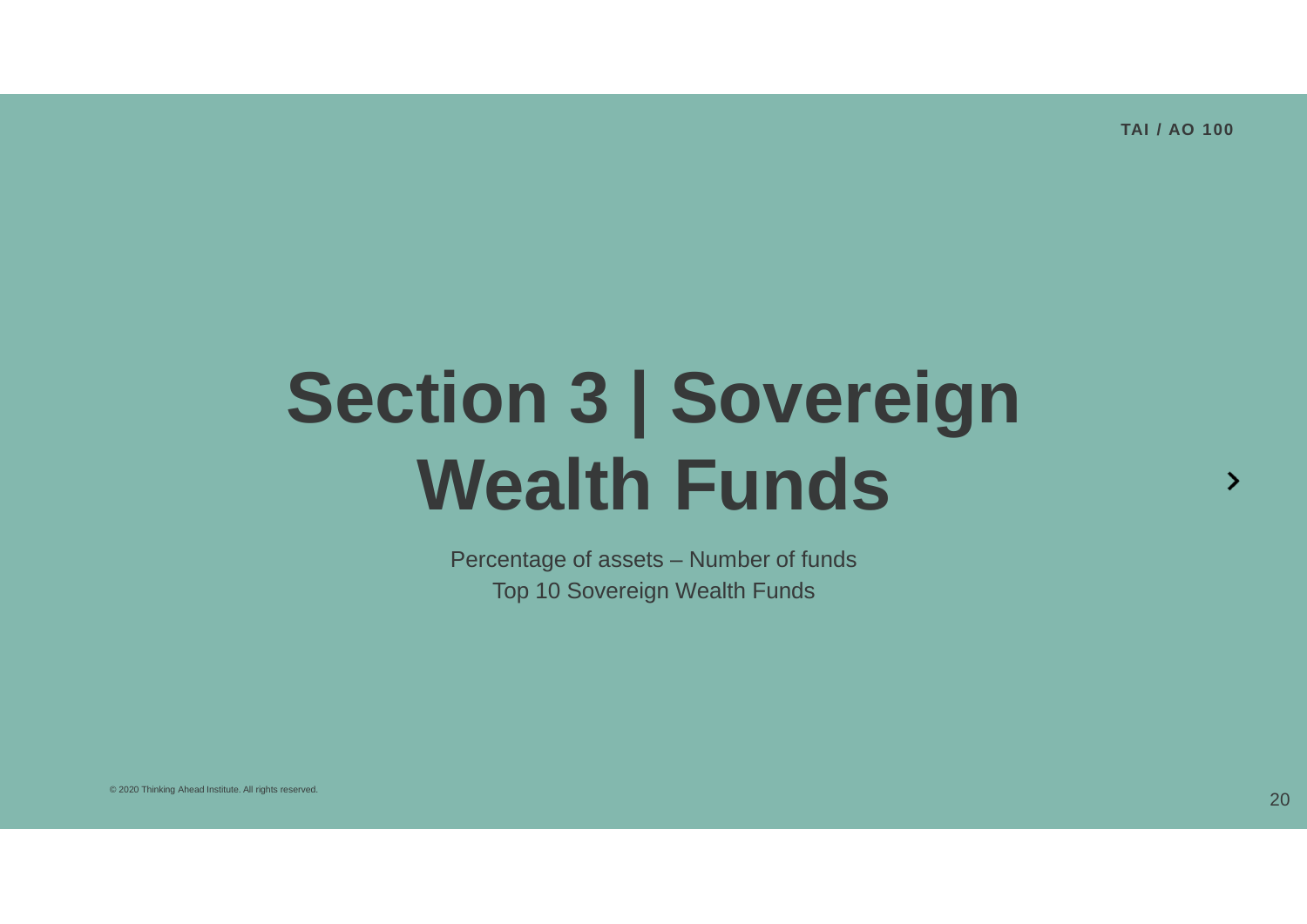# Section 3 | Sovereign Wealth Funds

Percentage of assets – Number of funds
Top 10 Sovereign Wealth Funds

© 2020 Thinking Ahead Institute. All rights reserved.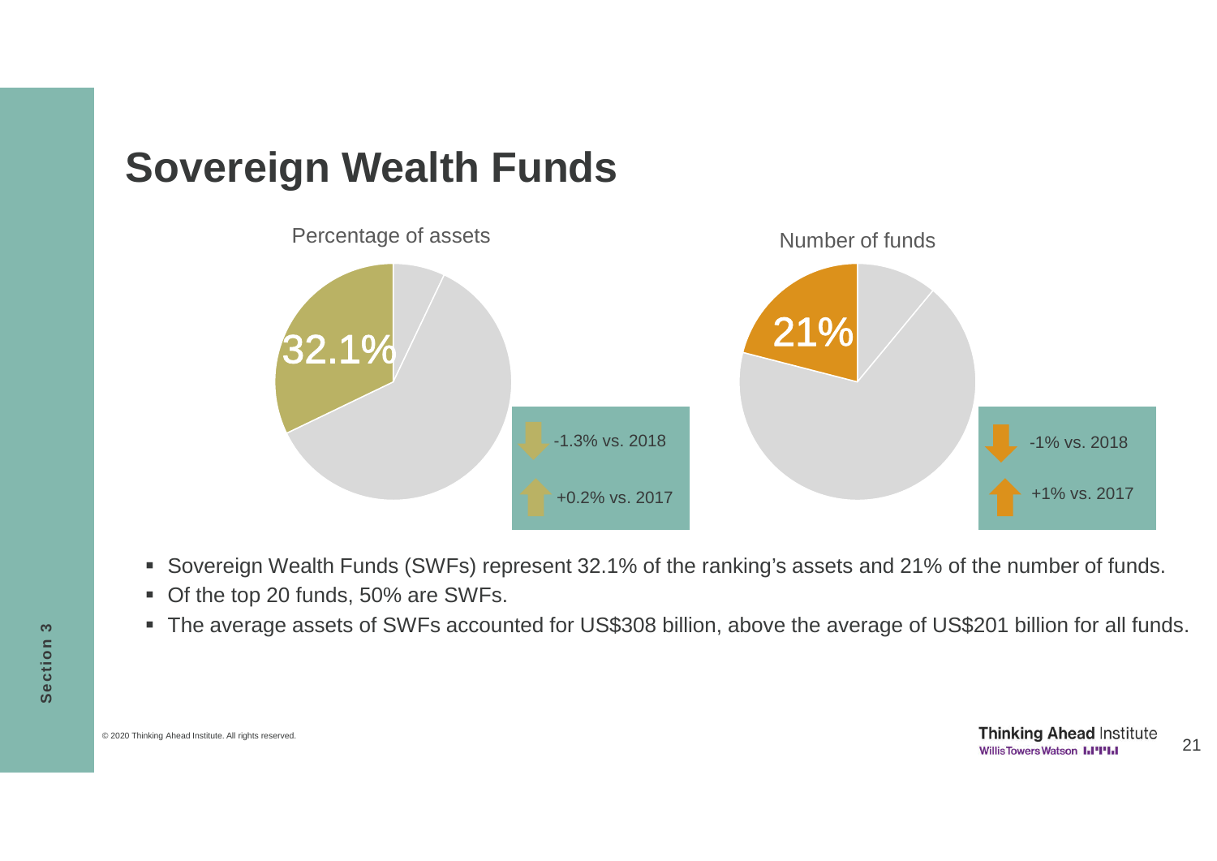# Sovereign Wealth Funds

Percentage of assets

32.1%

-1.3% vs. 2018

+0.2% vs. 2017

Number of funds

21%

-1% vs. 2018

+1% vs. 2017

- Sovereign Wealth Funds (SWFs) represent 32.1% of the ranking's assets and 21% of the number of funds.
- Of the top 20 funds, 50% are SWFs.
- The average assets of SWFs accounted for US$308 billion, above the average of US$201 billion for all funds.

© 2020 Thinking Ahead Institute. All rights reserved.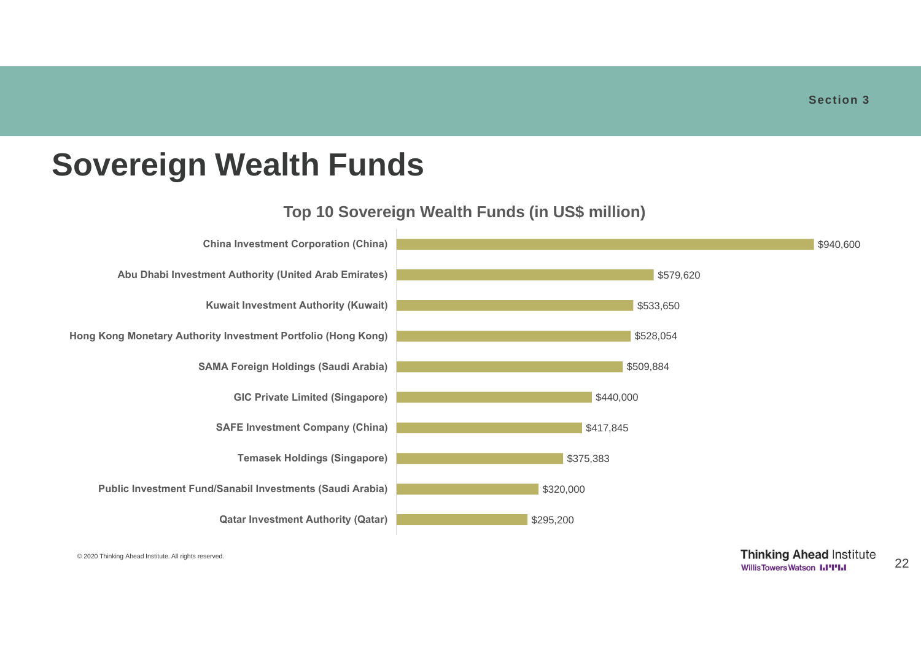# Sovereign Wealth Funds

## Top 10 Sovereign Wealth Funds (in US$ million)

| Fund | US$ million |
| --- | --- |
| China Investment Corporation (China) | $940,600 |
| Abu Dhabi Investment Authority (United Arab Emirates) | $579,620 |
| Kuwait Investment Authority (Kuwait) | $533,650 |
| Hong Kong Monetary Authority Investment Portfolio (Hong Kong) | $528,054 |
| SAMA Foreign Holdings (Saudi Arabia) | $509,884 |
| GIC Private Limited (Singapore) | $440,000 |
| SAFE Investment Company (China) | $417,845 |
| Temasek Holdings (Singapore) | $375,383 |
| Public Investment Fund/Sanabil Investments (Saudi Arabia) | $320,000 |
| Qatar Investment Authority (Qatar) | $295,200 |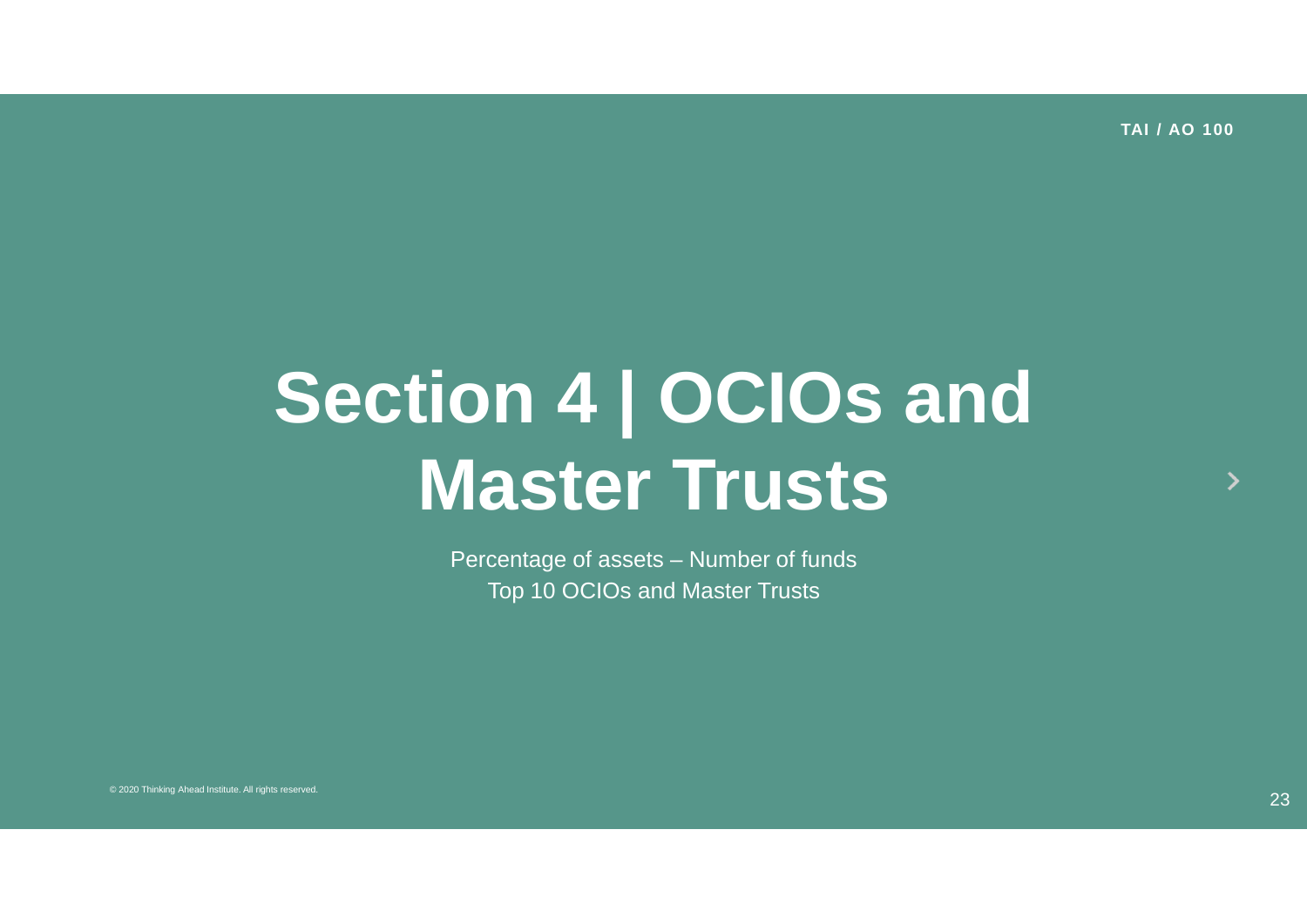# Section 4 | OCIOs and Master Trusts

Percentage of assets – Number of funds
Top 10 OCIOs and Master Trusts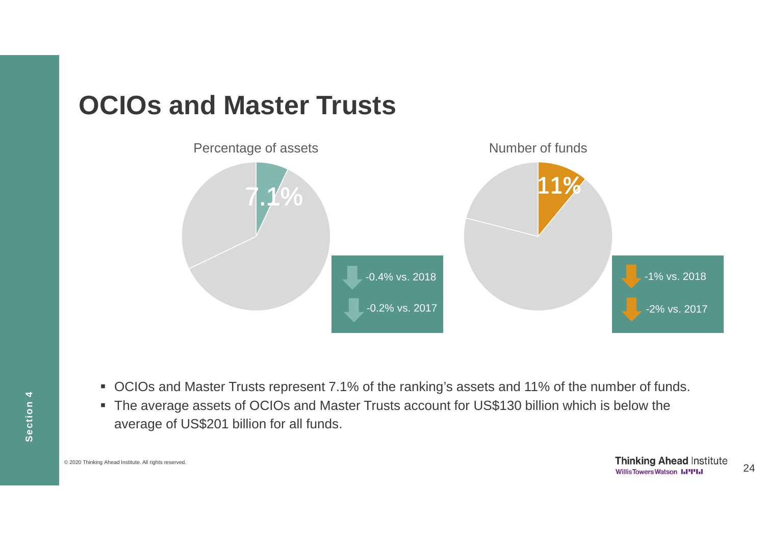# OCIOs and Master Trusts

Percentage of assets

7.1%

-0.4% vs. 2018

-0.2% vs. 2017

Number of funds

11%

-1% vs. 2018

-2% vs. 2017

- OCIOs and Master Trusts represent 7.1% of the ranking's assets and 11% of the number of funds.
- The average assets of OCIOs and Master Trusts account for US$130 billion which is below the average of US$201 billion for all funds.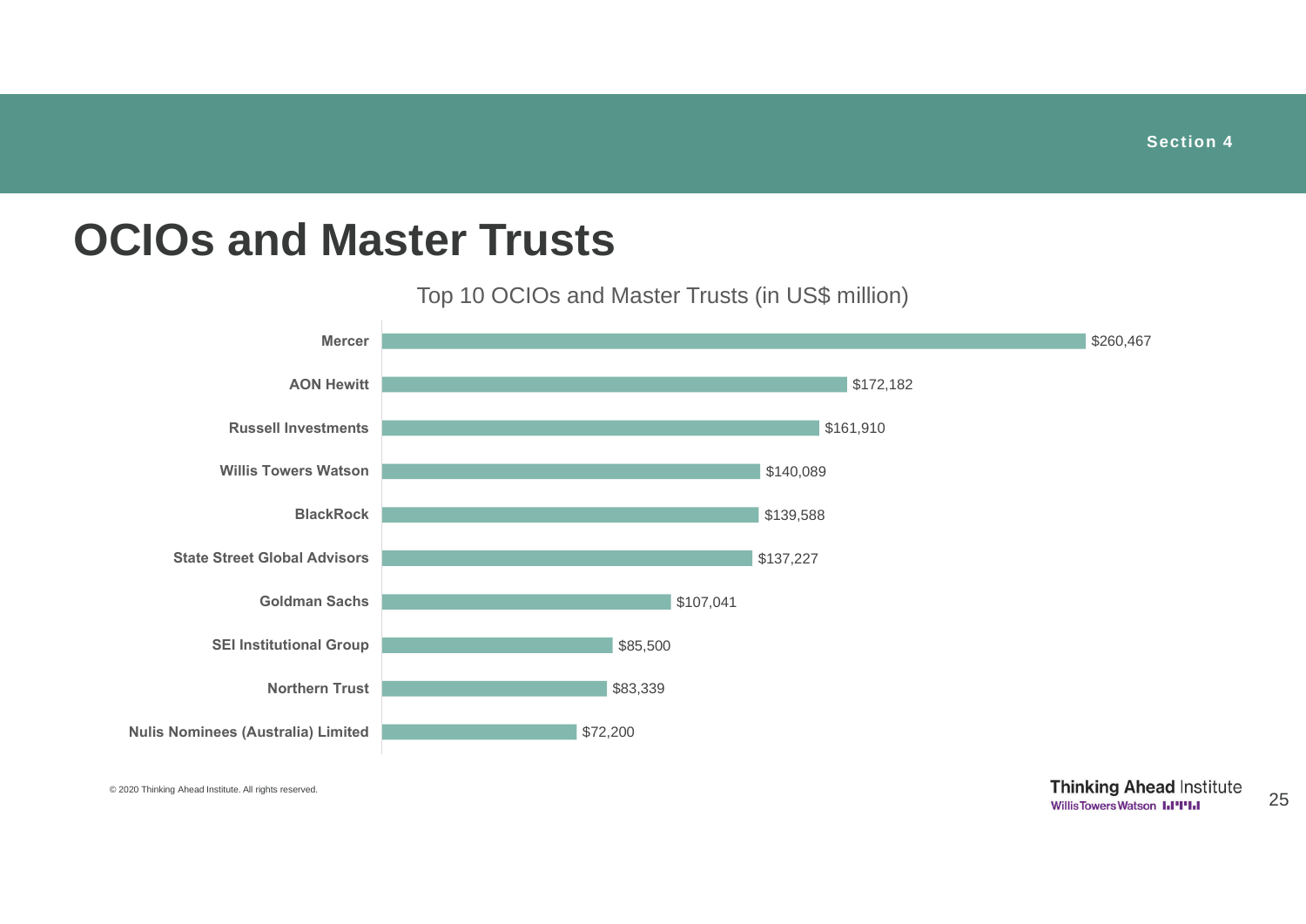# OCIOs and Master Trusts

Top 10 OCIOs and Master Trusts (in US$ million)

| Manager | US$ million |
|---|---|
| Mercer | $260,467 |
| AON Hewitt | $172,182 |
| Russell Investments | $161,910 |
| Willis Towers Watson | $140,089 |
| BlackRock | $139,588 |
| State Street Global Advisors | $137,227 |
| Goldman Sachs | $107,041 |
| SEI Institutional Group | $85,500 |
| Northern Trust | $83,339 |
| Nulis Nominees (Australia) Limited | $72,200 |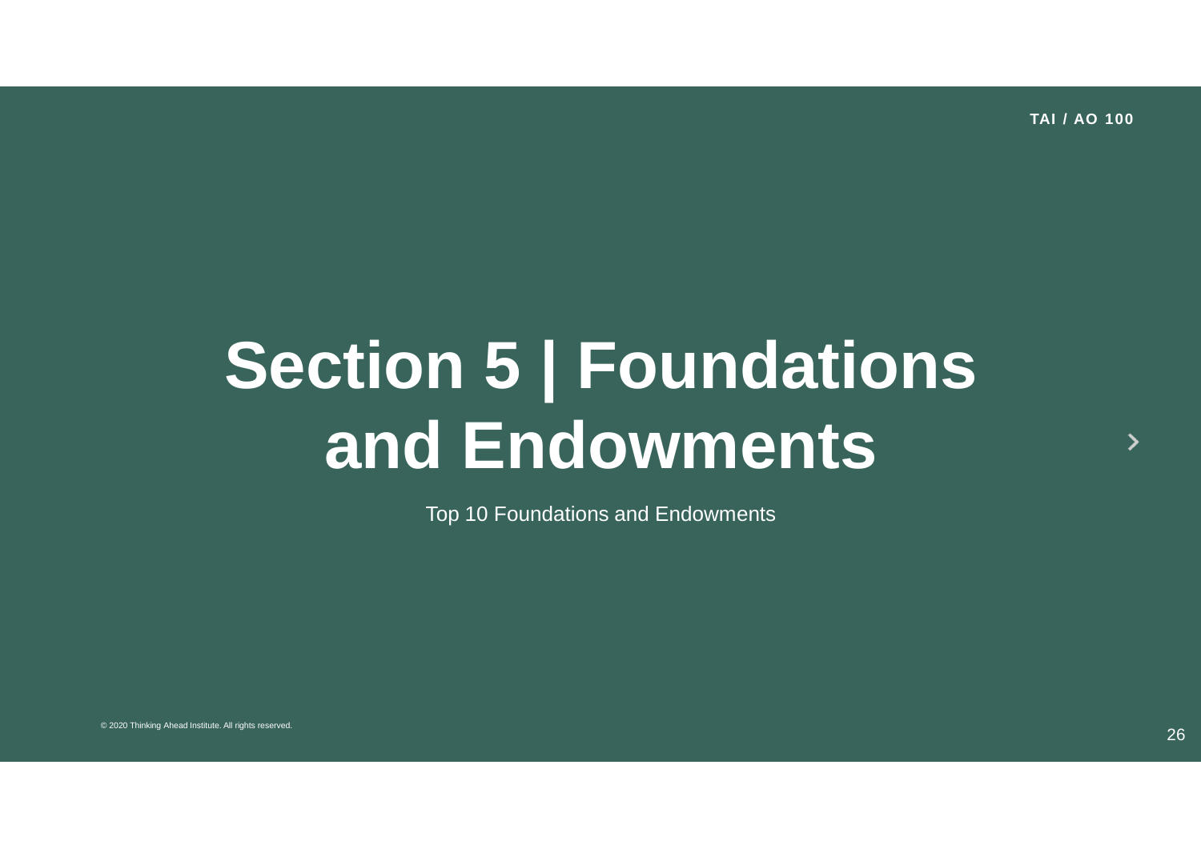# Section 5 | Foundations and Endowments

Top 10 Foundations and Endowments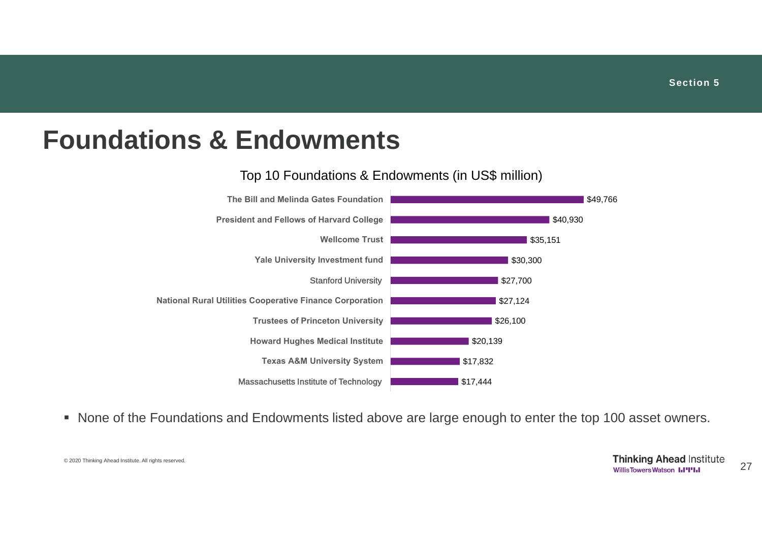Section 5

# Foundations & Endowments

Top 10 Foundations & Endowments (in US$ million)

| Foundation / Endowment | US$ million |
| --- | --- |
| The Bill and Melinda Gates Foundation | $49,766 |
| President and Fellows of Harvard College | $40,930 |
| Wellcome Trust | $35,151 |
| Yale University Investment fund | $30,300 |
| Stanford University | $27,700 |
| National Rural Utilities Cooperative Finance Corporation | $27,124 |
| Trustees of Princeton University | $26,100 |
| Howard Hughes Medical Institute | $20,139 |
| Texas A&M University System | $17,832 |
| Massachusetts Institute of Technology | $17,444 |

- None of the Foundations and Endowments listed above are large enough to enter the top 100 asset owners.

© 2020 Thinking Ahead Institute. All rights reserved.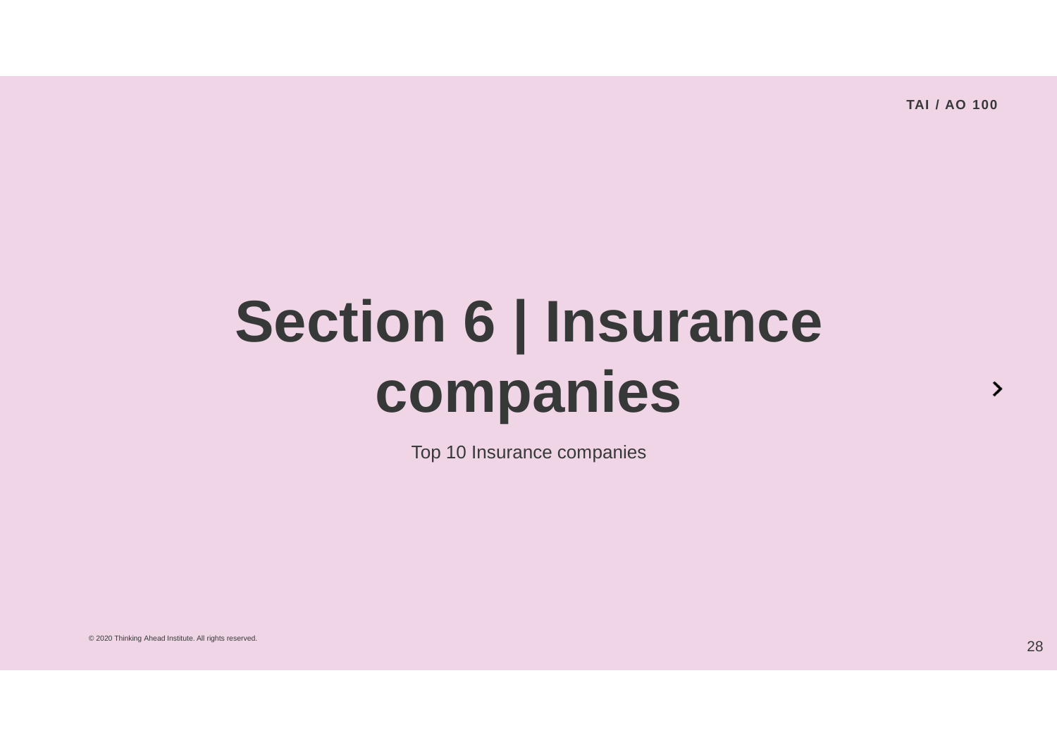# Section 6 | Insurance companies

Top 10 Insurance companies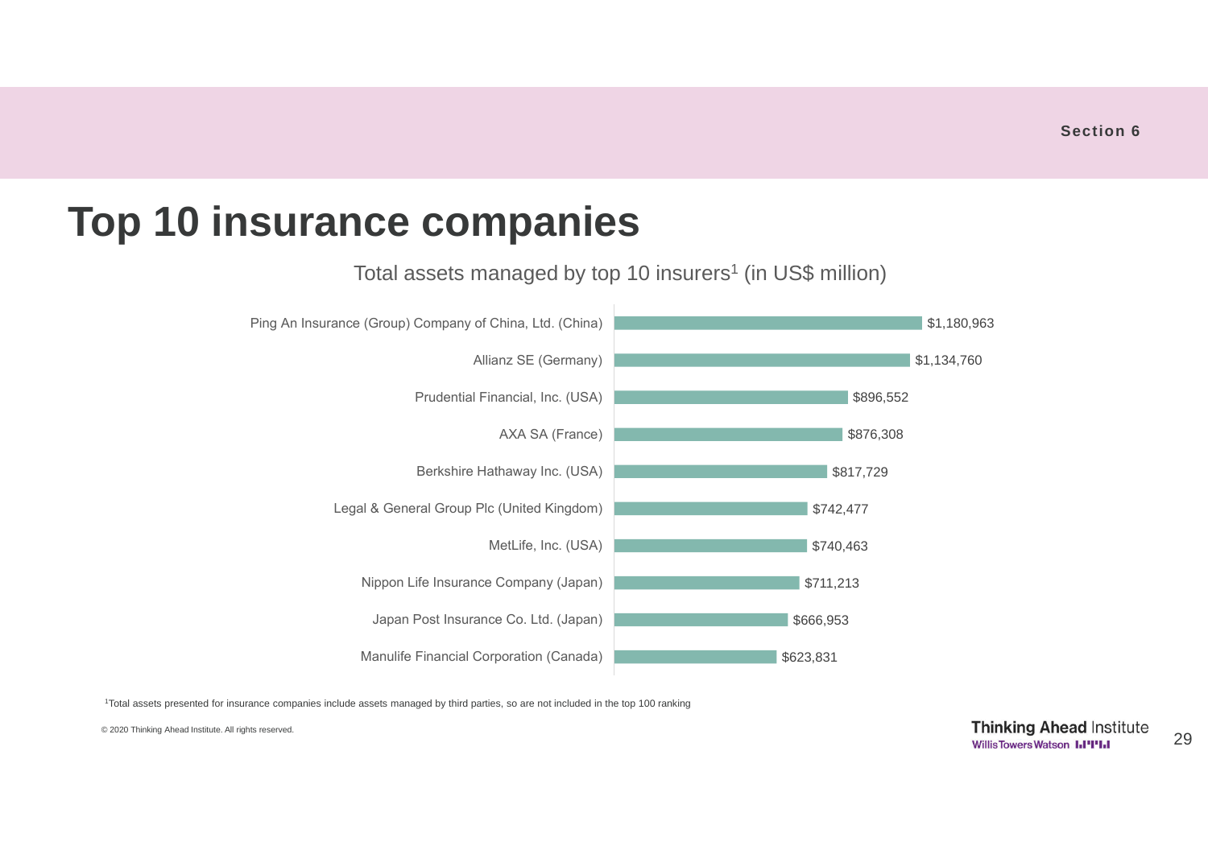# Top 10 insurance companies

Total assets managed by top 10 insurers[1] (in US$ million)

| Company | Total assets (US$ million) |
|---|---|
| Ping An Insurance (Group) Company of China, Ltd. (China) | $1,180,963 |
| Allianz SE (Germany) | $1,134,760 |
| Prudential Financial, Inc. (USA) | $896,552 |
| AXA SA (France) | $876,308 |
| Berkshire Hathaway Inc. (USA) | $817,729 |
| Legal & General Group Plc (United Kingdom) | $742,477 |
| MetLife, Inc. (USA) | $740,463 |
| Nippon Life Insurance Company (Japan) | $711,213 |
| Japan Post Insurance Co. Ltd. (Japan) | $666,953 |
| Manulife Financial Corporation (Canada) | $623,831 |

[1]Total assets presented for insurance companies include assets managed by third parties, so are not included in the top 100 ranking

© 2020 Thinking Ahead Institute. All rights reserved.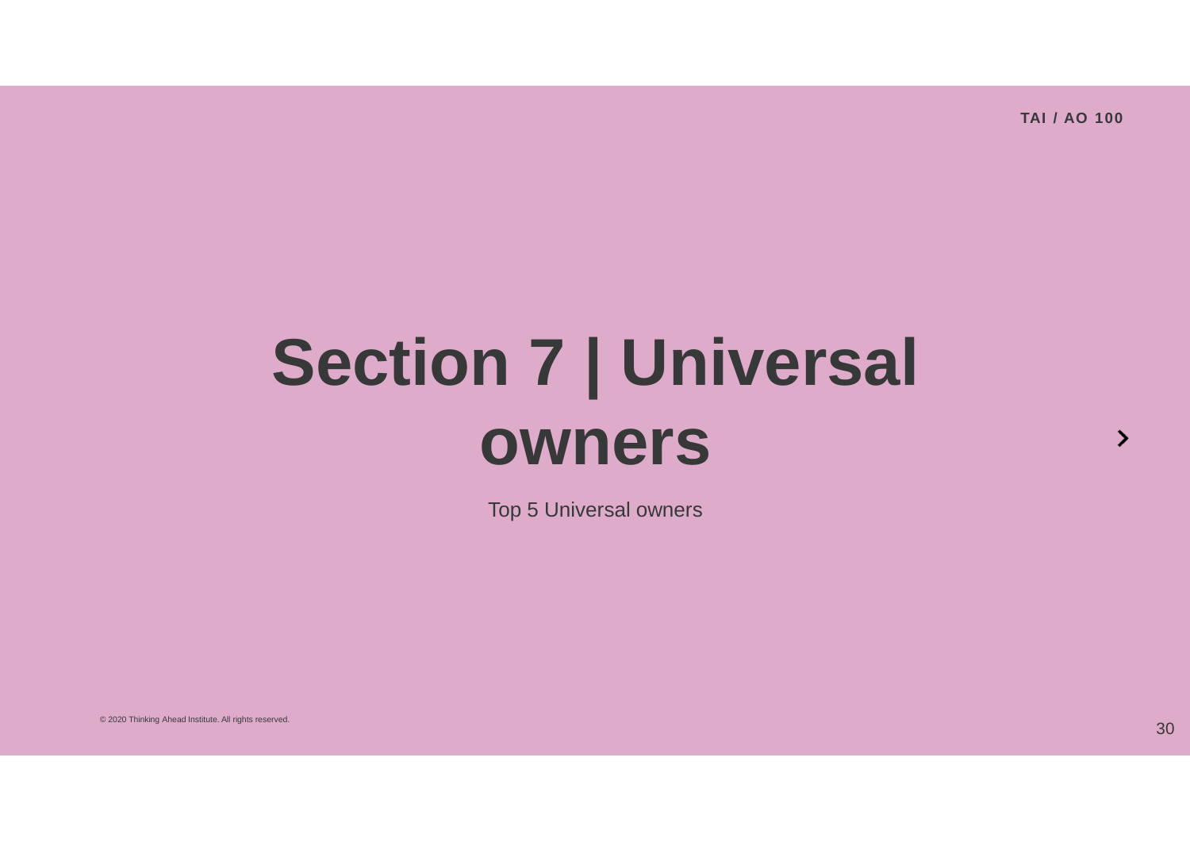# Section 7 | Universal owners

Top 5 Universal owners

© 2020 Thinking Ahead Institute. All rights reserved.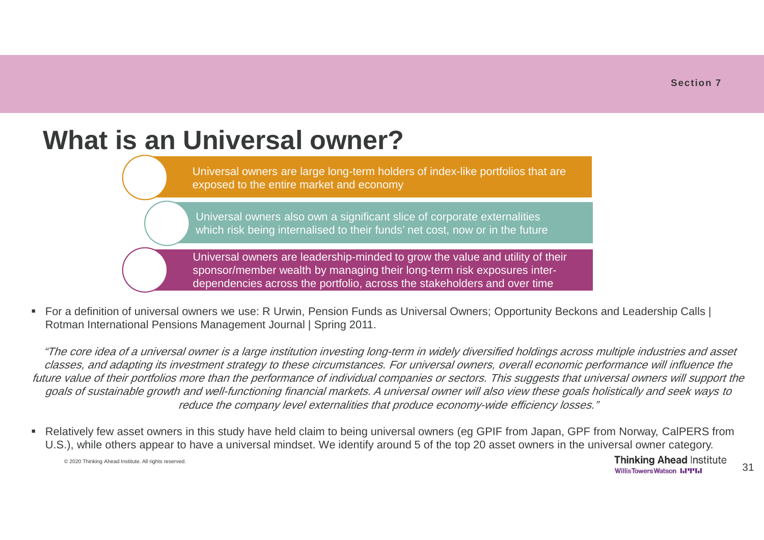# What is an Universal owner?

- Universal owners are large long-term holders of index-like portfolios that are exposed to the entire market and economy
- Universal owners also own a significant slice of corporate externalities which risk being internalised to their funds' net cost, now or in the future
- Universal owners are leadership-minded to grow the value and utility of their sponsor/member wealth by managing their long-term risk exposures inter-dependencies across the portfolio, across the stakeholders and over time

- For a definition of universal owners we use: R Urwin, Pension Funds as Universal Owners; Opportunity Beckons and Leadership Calls | Rotman International Pensions Management Journal | Spring 2011.

*"The core idea of a universal owner is a large institution investing long-term in widely diversified holdings across multiple industries and asset classes, and adapting its investment strategy to these circumstances. For universal owners, overall economic performance will influence the future value of their portfolios more than the performance of individual companies or sectors. This suggests that universal owners will support the goals of sustainable growth and well-functioning financial markets. A universal owner will also view these goals holistically and seek ways to reduce the company level externalities that produce economy-wide efficiency losses."*

- Relatively few asset owners in this study have held claim to being universal owners (eg GPIF from Japan, GPF from Norway, CalPERS from U.S.), while others appear to have a universal mindset. We identify around 5 of the top 20 asset owners in the universal owner category.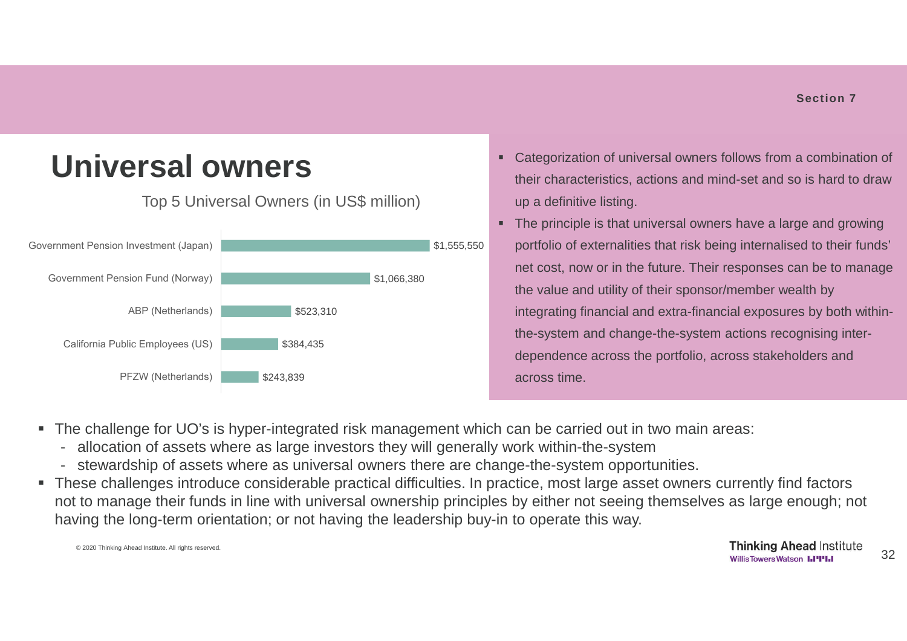# Universal owners

Top 5 Universal Owners (in US$ million)

| Fund | US$ million |
|---|---|
| Government Pension Investment (Japan) | $1,555,550 |
| Government Pension Fund (Norway) | $1,066,380 |
| ABP (Netherlands) | $523,310 |
| California Public Employees (US) | $384,435 |
| PFZW (Netherlands) | $243,839 |

- Categorization of universal owners follows from a combination of their characteristics, actions and mind-set and so is hard to draw up a definitive listing.
- The principle is that universal owners have a large and growing portfolio of externalities that risk being internalised to their funds' net cost, now or in the future. Their responses can be to manage the value and utility of their sponsor/member wealth by integrating financial and extra-financial exposures by both within-the-system and change-the-system actions recognising inter-dependence across the portfolio, across stakeholders and across time.

- The challenge for UO's is hyper-integrated risk management which can be carried out in two main areas:
  - allocation of assets where as large investors they will generally work within-the-system
  - stewardship of assets where as universal owners there are change-the-system opportunities.
- These challenges introduce considerable practical difficulties. In practice, most large asset owners currently find factors not to manage their funds in line with universal ownership principles by either not seeing themselves as large enough; not having the long-term orientation; or not having the leadership buy-in to operate this way.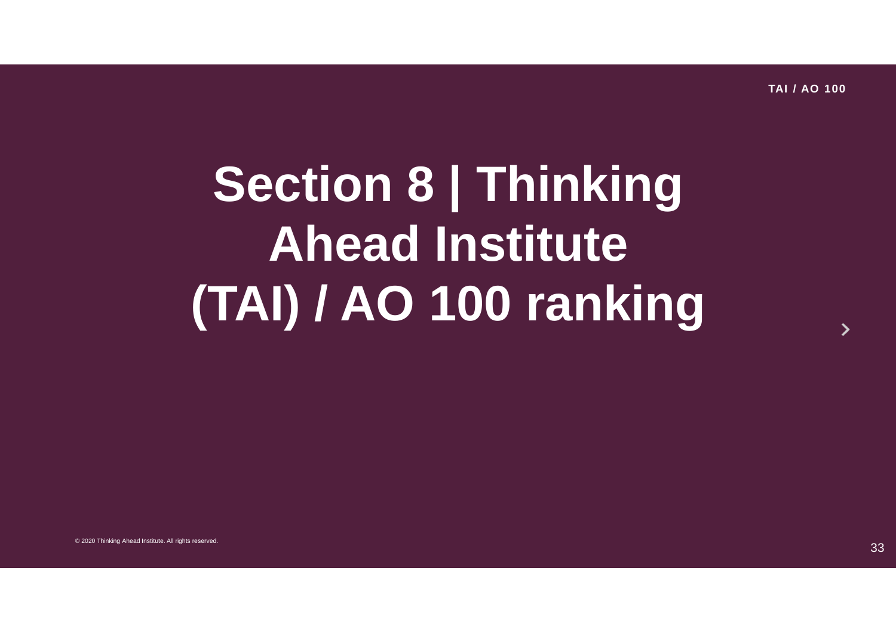# Section 8 | Thinking Ahead Institute (TAI) / AO 100 ranking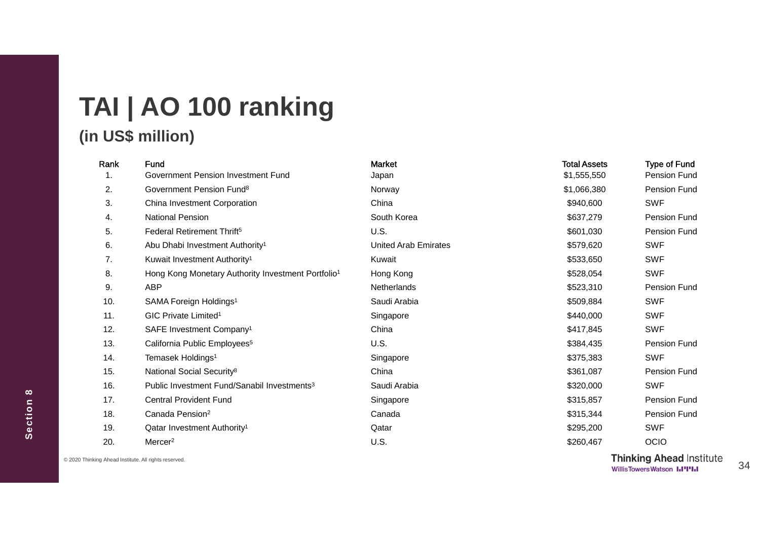# TAI | AO 100 ranking

## (in US$ million)

| Rank | Fund | Market | Total Assets | Type of Fund |
|---|---|---|---|---|
| 1. | Government Pension Investment Fund | Japan | $1,555,550 | Pension Fund |
| 2. | Government Pension Fund[8] | Norway | $1,066,380 | Pension Fund |
| 3. | China Investment Corporation | China | $940,600 | SWF |
| 4. | National Pension | South Korea | $637,279 | Pension Fund |
| 5. | Federal Retirement Thrift[5] | U.S. | $601,030 | Pension Fund |
| 6. | Abu Dhabi Investment Authority[1] | United Arab Emirates | $579,620 | SWF |
| 7. | Kuwait Investment Authority[1] | Kuwait | $533,650 | SWF |
| 8. | Hong Kong Monetary Authority Investment Portfolio[1] | Hong Kong | $528,054 | SWF |
| 9. | ABP | Netherlands | $523,310 | Pension Fund |
| 10. | SAMA Foreign Holdings[1] | Saudi Arabia | $509,884 | SWF |
| 11. | GIC Private Limited[1] | Singapore | $440,000 | SWF |
| 12. | SAFE Investment Company[1] | China | $417,845 | SWF |
| 13. | California Public Employees[5] | U.S. | $384,435 | Pension Fund |
| 14. | Temasek Holdings[1] | Singapore | $375,383 | SWF |
| 15. | National Social Security[8] | China | $361,087 | Pension Fund |
| 16. | Public Investment Fund/Sanabil Investments[3] | Saudi Arabia | $320,000 | SWF |
| 17. | Central Provident Fund | Singapore | $315,857 | Pension Fund |
| 18. | Canada Pension[2] | Canada | $315,344 | Pension Fund |
| 19. | Qatar Investment Authority[1] | Qatar | $295,200 | SWF |
| 20. | Mercer[2] | U.S. | $260,467 | OCIO |

© 2020 Thinking Ahead Institute. All rights reserved.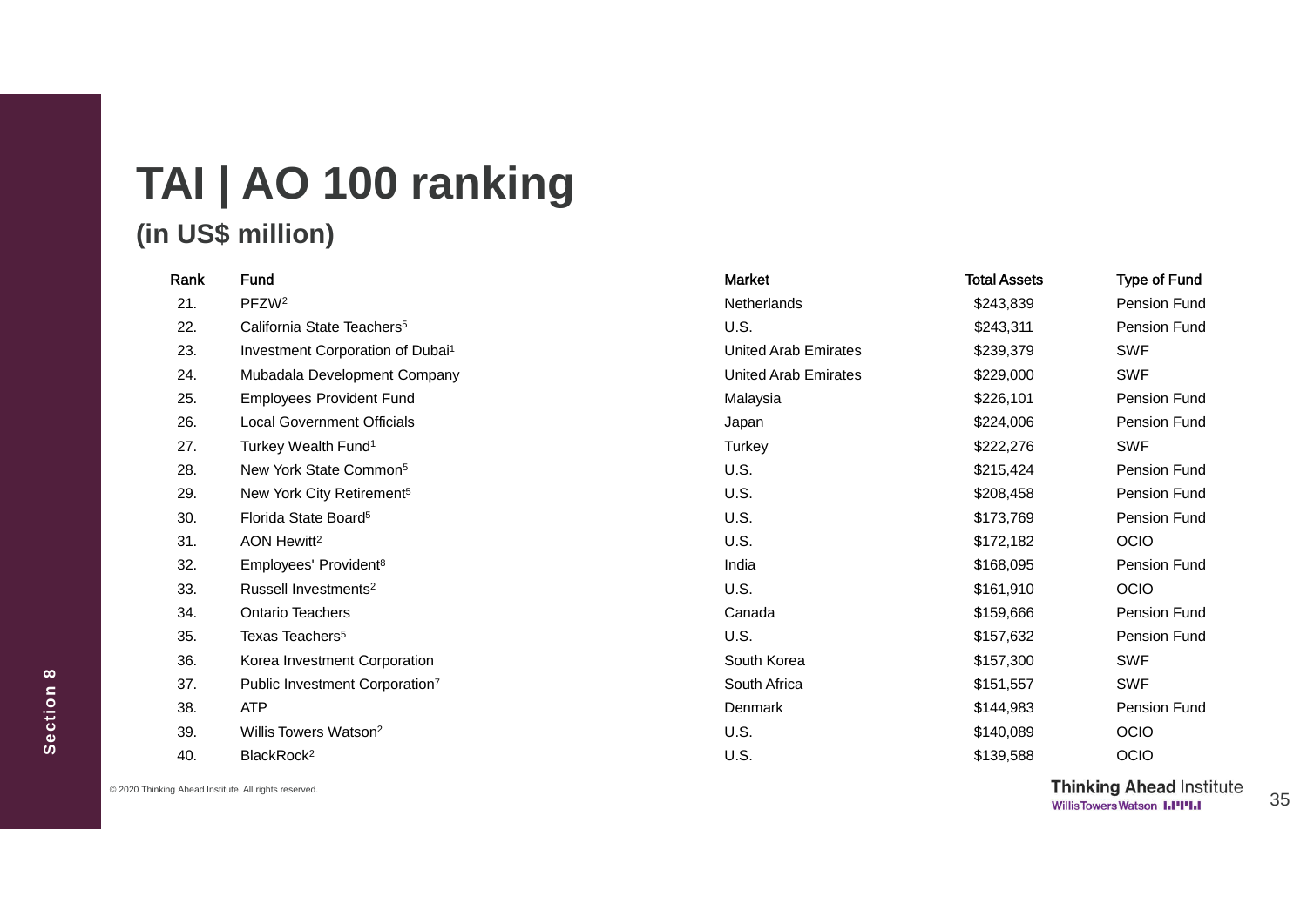# TAI | AO 100 ranking

## (in US$ million)

| Rank | Fund | Market | Total Assets | Type of Fund |
|---|---|---|---|---|
| 21. | PFZW[2] | Netherlands | $243,839 | Pension Fund |
| 22. | California State Teachers[5] | U.S. | $243,311 | Pension Fund |
| 23. | Investment Corporation of Dubai[1] | United Arab Emirates | $239,379 | SWF |
| 24. | Mubadala Development Company | United Arab Emirates | $229,000 | SWF |
| 25. | Employees Provident Fund | Malaysia | $226,101 | Pension Fund |
| 26. | Local Government Officials | Japan | $224,006 | Pension Fund |
| 27. | Turkey Wealth Fund[1] | Turkey | $222,276 | SWF |
| 28. | New York State Common[5] | U.S. | $215,424 | Pension Fund |
| 29. | New York City Retirement[5] | U.S. | $208,458 | Pension Fund |
| 30. | Florida State Board[5] | U.S. | $173,769 | Pension Fund |
| 31. | AON Hewitt[2] | U.S. | $172,182 | OCIO |
| 32. | Employees' Provident[8] | India | $168,095 | Pension Fund |
| 33. | Russell Investments[2] | U.S. | $161,910 | OCIO |
| 34. | Ontario Teachers | Canada | $159,666 | Pension Fund |
| 35. | Texas Teachers[5] | U.S. | $157,632 | Pension Fund |
| 36. | Korea Investment Corporation | South Korea | $157,300 | SWF |
| 37. | Public Investment Corporation[7] | South Africa | $151,557 | SWF |
| 38. | ATP | Denmark | $144,983 | Pension Fund |
| 39. | Willis Towers Watson[2] | U.S. | $140,089 | OCIO |
| 40. | BlackRock[2] | U.S. | $139,588 | OCIO |

© 2020 Thinking Ahead Institute. All rights reserved.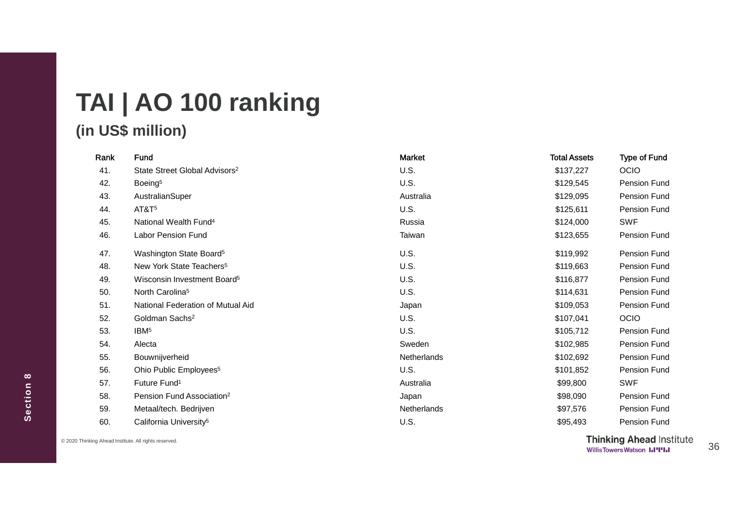# TAI | AO 100 ranking

## (in US$ million)

| Rank | Fund | Market | Total Assets | Type of Fund |
|---|---|---|---|---|
| 41. | State Street Global Advisors[2] | U.S. | $137,227 | OCIO |
| 42. | Boeing[5] | U.S. | $129,545 | Pension Fund |
| 43. | AustralianSuper | Australia | $129,095 | Pension Fund |
| 44. | AT&T[5] | U.S. | $125,611 | Pension Fund |
| 45. | National Wealth Fund[4] | Russia | $124,000 | SWF |
| 46. | Labor Pension Fund | Taiwan | $123,655 | Pension Fund |
| 47. | Washington State Board[5] | U.S. | $119,992 | Pension Fund |
| 48. | New York State Teachers[5] | U.S. | $119,663 | Pension Fund |
| 49. | Wisconsin Investment Board[5] | U.S. | $116,877 | Pension Fund |
| 50. | North Carolina[5] | U.S. | $114,631 | Pension Fund |
| 51. | National Federation of Mutual Aid | Japan | $109,053 | Pension Fund |
| 52. | Goldman Sachs[2] | U.S. | $107,041 | OCIO |
| 53. | IBM[5] | U.S. | $105,712 | Pension Fund |
| 54. | Alecta | Sweden | $102,985 | Pension Fund |
| 55. | Bouwnijverheid | Netherlands | $102,692 | Pension Fund |
| 56. | Ohio Public Employees[5] | U.S. | $101,852 | Pension Fund |
| 57. | Future Fund[1] | Australia | $99,800 | SWF |
| 58. | Pension Fund Association[2] | Japan | $98,090 | Pension Fund |
| 59. | Metaal/tech. Bedrijven | Netherlands | $97,576 | Pension Fund |
| 60. | California University[5] | U.S. | $95,493 | Pension Fund |

© 2020 Thinking Ahead Institute. All rights reserved.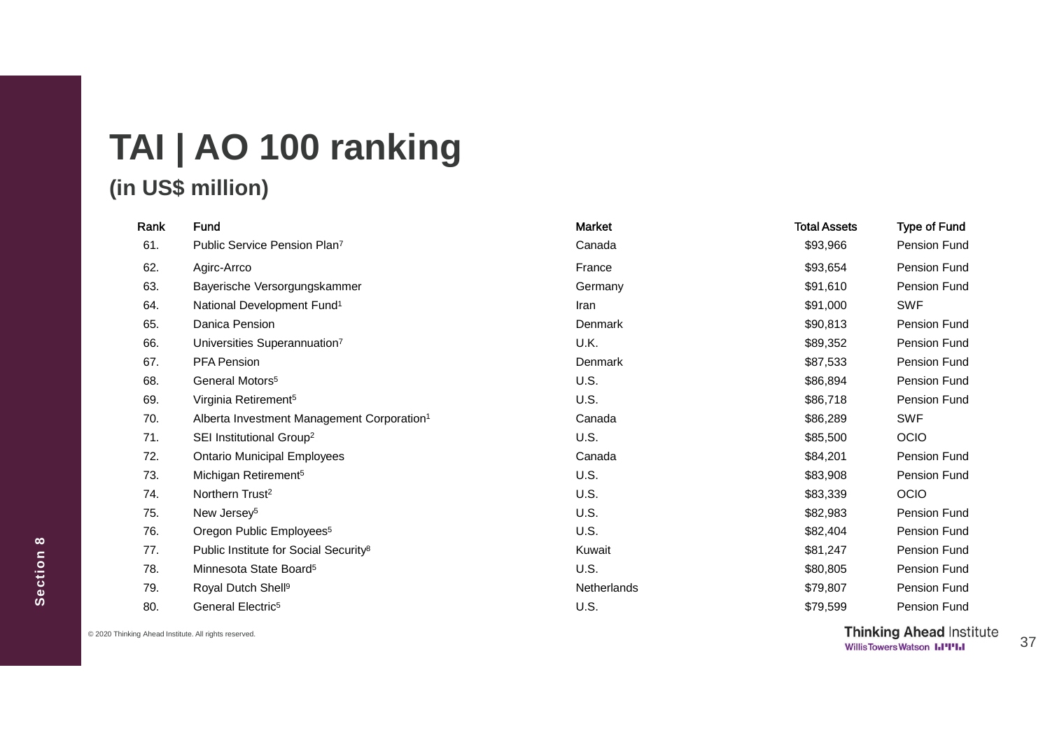# TAI | AO 100 ranking

## (in US$ million)

| Rank | Fund | Market | Total Assets | Type of Fund |
|---|---|---|---|---|
| 61. | Public Service Pension Plan[7] | Canada | $93,966 | Pension Fund |
| 62. | Agirc-Arrco | France | $93,654 | Pension Fund |
| 63. | Bayerische Versorgungskammer | Germany | $91,610 | Pension Fund |
| 64. | National Development Fund[1] | Iran | $91,000 | SWF |
| 65. | Danica Pension | Denmark | $90,813 | Pension Fund |
| 66. | Universities Superannuation[7] | U.K. | $89,352 | Pension Fund |
| 67. | PFA Pension | Denmark | $87,533 | Pension Fund |
| 68. | General Motors[5] | U.S. | $86,894 | Pension Fund |
| 69. | Virginia Retirement[5] | U.S. | $86,718 | Pension Fund |
| 70. | Alberta Investment Management Corporation[1] | Canada | $86,289 | SWF |
| 71. | SEI Institutional Group[2] | U.S. | $85,500 | OCIO |
| 72. | Ontario Municipal Employees | Canada | $84,201 | Pension Fund |
| 73. | Michigan Retirement[5] | U.S. | $83,908 | Pension Fund |
| 74. | Northern Trust[2] | U.S. | $83,339 | OCIO |
| 75. | New Jersey[5] | U.S. | $82,983 | Pension Fund |
| 76. | Oregon Public Employees[5] | U.S. | $82,404 | Pension Fund |
| 77. | Public Institute for Social Security[8] | Kuwait | $81,247 | Pension Fund |
| 78. | Minnesota State Board[5] | U.S. | $80,805 | Pension Fund |
| 79. | Royal Dutch Shell[9] | Netherlands | $79,807 | Pension Fund |
| 80. | General Electric[5] | U.S. | $79,599 | Pension Fund |

© 2020 Thinking Ahead Institute. All rights reserved.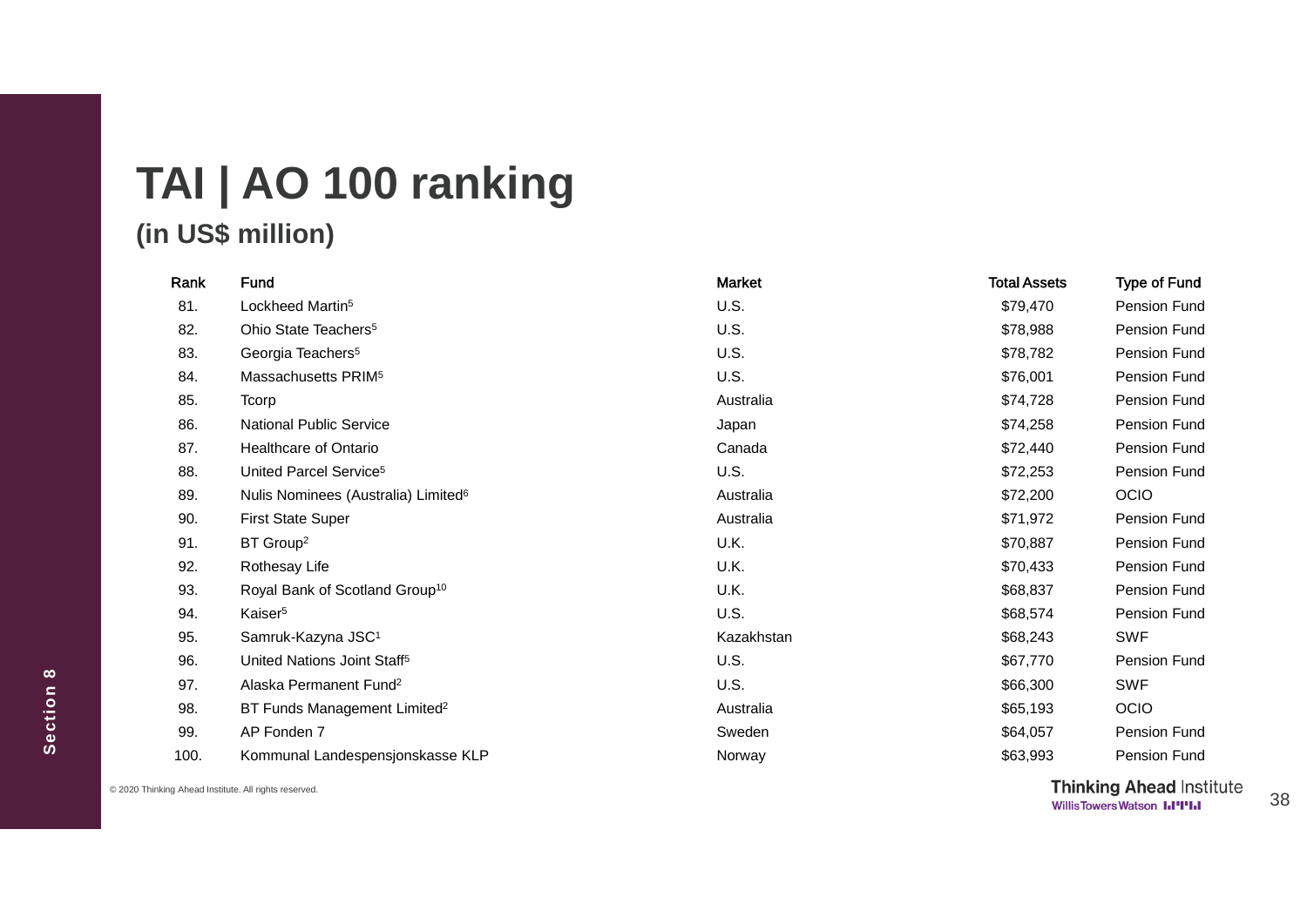# TAI | AO 100 ranking

## (in US$ million)

| Rank | Fund | Market | Total Assets | Type of Fund |
|---|---|---|---|---|
| 81. | Lockheed Martin[5] | U.S. | $79,470 | Pension Fund |
| 82. | Ohio State Teachers[5] | U.S. | $78,988 | Pension Fund |
| 83. | Georgia Teachers[5] | U.S. | $78,782 | Pension Fund |
| 84. | Massachusetts PRIM[5] | U.S. | $76,001 | Pension Fund |
| 85. | Tcorp | Australia | $74,728 | Pension Fund |
| 86. | National Public Service | Japan | $74,258 | Pension Fund |
| 87. | Healthcare of Ontario | Canada | $72,440 | Pension Fund |
| 88. | United Parcel Service[5] | U.S. | $72,253 | Pension Fund |
| 89. | Nulis Nominees (Australia) Limited[6] | Australia | $72,200 | OCIO |
| 90. | First State Super | Australia | $71,972 | Pension Fund |
| 91. | BT Group[2] | U.K. | $70,887 | Pension Fund |
| 92. | Rothesay Life | U.K. | $70,433 | Pension Fund |
| 93. | Royal Bank of Scotland Group[10] | U.K. | $68,837 | Pension Fund |
| 94. | Kaiser[5] | U.S. | $68,574 | Pension Fund |
| 95. | Samruk-Kazyna JSC[1] | Kazakhstan | $68,243 | SWF |
| 96. | United Nations Joint Staff[5] | U.S. | $67,770 | Pension Fund |
| 97. | Alaska Permanent Fund[2] | U.S. | $66,300 | SWF |
| 98. | BT Funds Management Limited[2] | Australia | $65,193 | OCIO |
| 99. | AP Fonden 7 | Sweden | $64,057 | Pension Fund |
| 100. | Kommunal Landespensjonskasse KLP | Norway | $63,993 | Pension Fund |

© 2020 Thinking Ahead Institute. All rights reserved.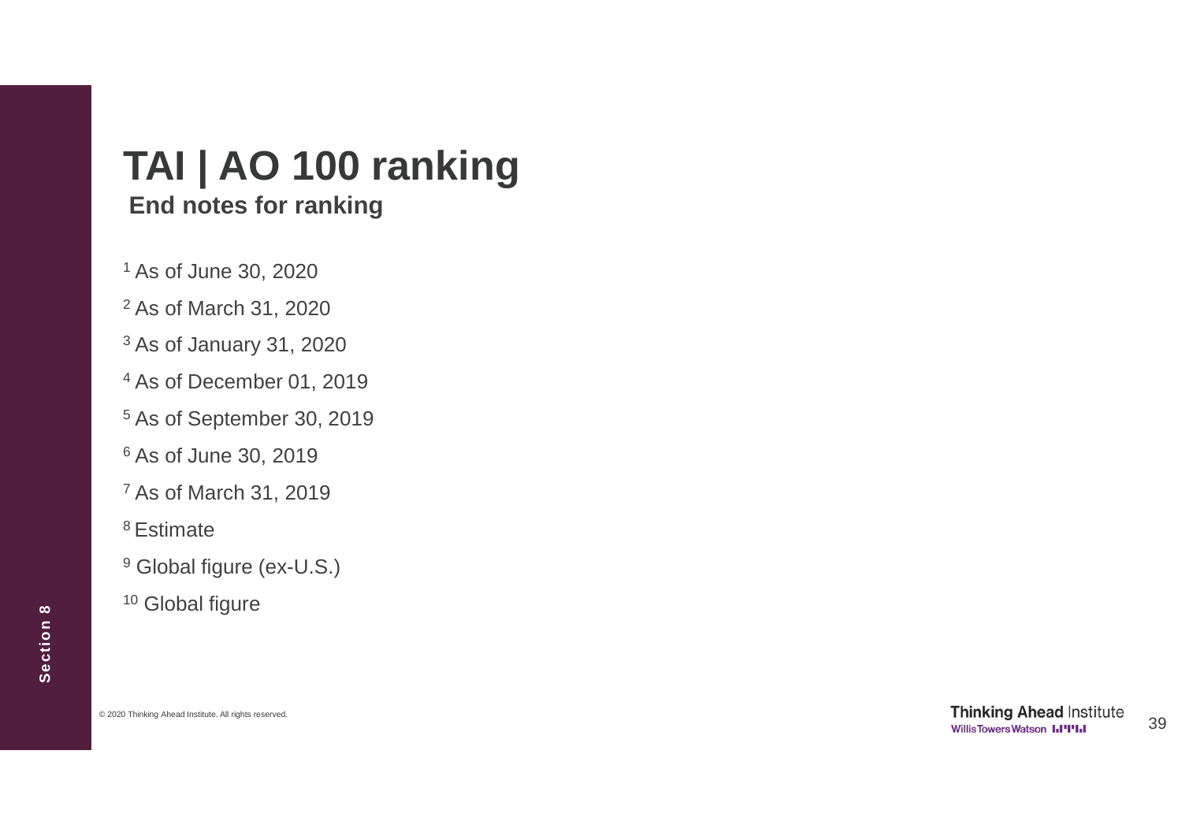# TAI | AO 100 ranking

## End notes for ranking

[1] As of June 30, 2020

[2] As of March 31, 2020

[3] As of January 31, 2020

[4] As of December 01, 2019

[5] As of September 30, 2019

[6] As of June 30, 2019

[7] As of March 31, 2019

[8] Estimate

[9] Global figure (ex-U.S.)

[10] Global figure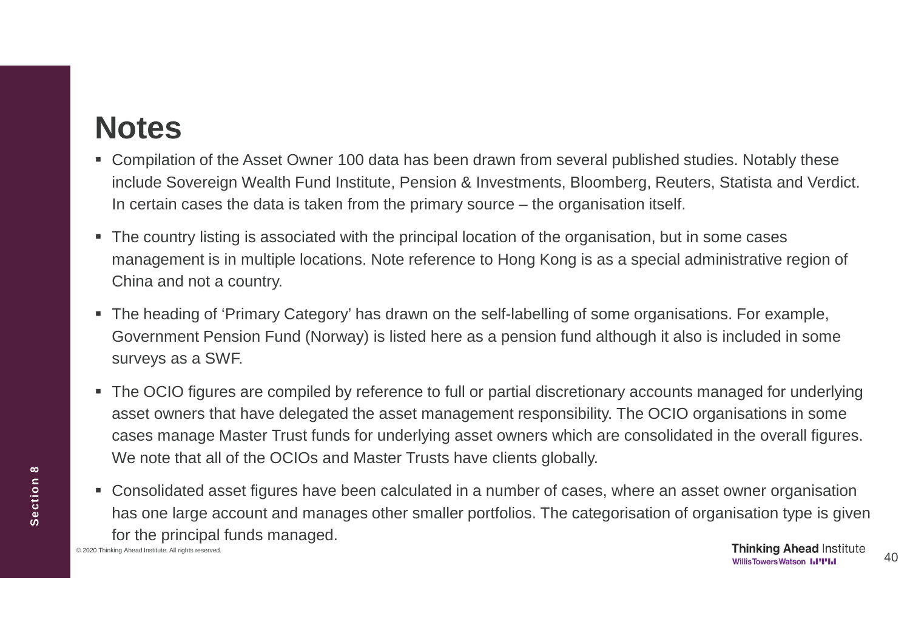# Notes

- Compilation of the Asset Owner 100 data has been drawn from several published studies. Notably these include Sovereign Wealth Fund Institute, Pension & Investments, Bloomberg, Reuters, Statista and Verdict. In certain cases the data is taken from the primary source – the organisation itself.
- The country listing is associated with the principal location of the organisation, but in some cases management is in multiple locations. Note reference to Hong Kong is as a special administrative region of China and not a country.
- The heading of 'Primary Category' has drawn on the self-labelling of some organisations. For example, Government Pension Fund (Norway) is listed here as a pension fund although it also is included in some surveys as a SWF.
- The OCIO figures are compiled by reference to full or partial discretionary accounts managed for underlying asset owners that have delegated the asset management responsibility. The OCIO organisations in some cases manage Master Trust funds for underlying asset owners which are consolidated in the overall figures. We note that all of the OCIOs and Master Trusts have clients globally.
- Consolidated asset figures have been calculated in a number of cases, where an asset owner organisation has one large account and manages other smaller portfolios. The categorisation of organisation type is given for the principal funds managed.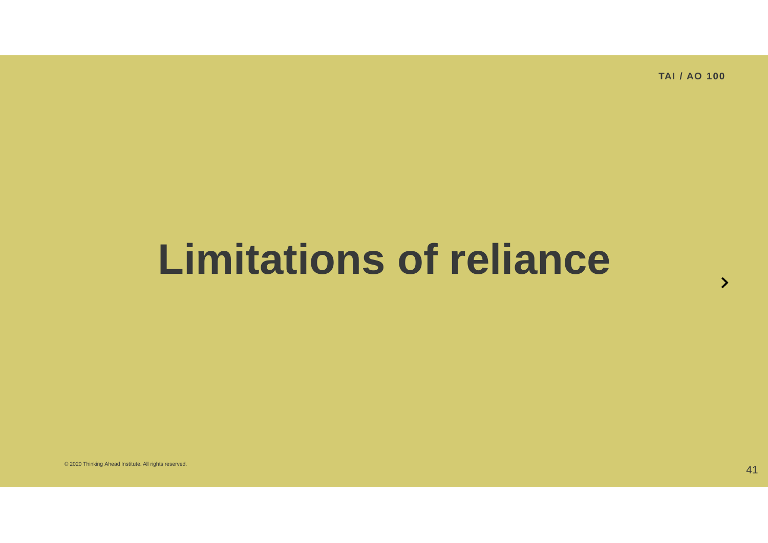# Limitations of reliance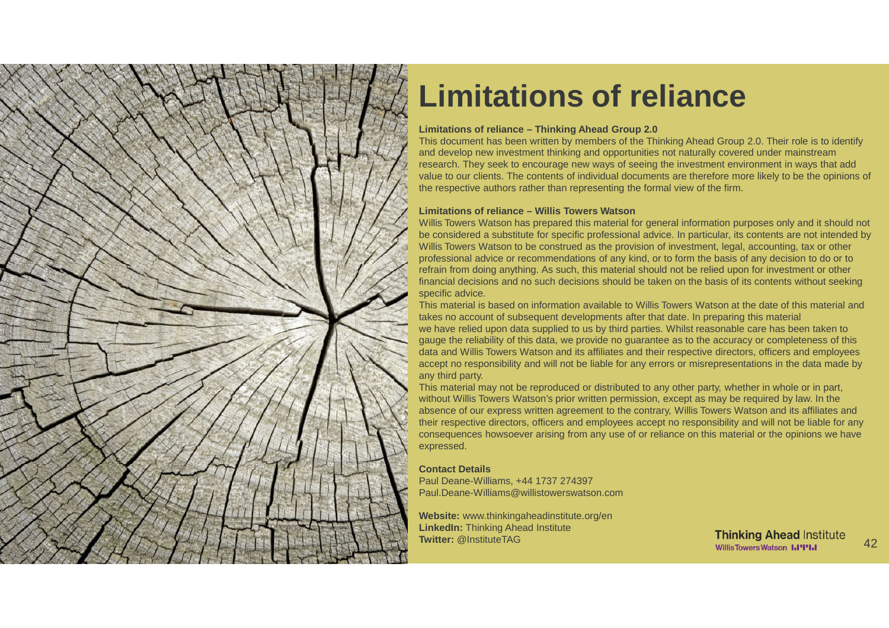# Limitations of reliance

**Limitations of reliance – Thinking Ahead Group 2.0**

This document has been written by members of the Thinking Ahead Group 2.0. Their role is to identify and develop new investment thinking and opportunities not naturally covered under mainstream research. They seek to encourage new ways of seeing the investment environment in ways that add value to our clients. The contents of individual documents are therefore more likely to be the opinions of the respective authors rather than representing the formal view of the firm.

**Limitations of reliance – Willis Towers Watson**

Willis Towers Watson has prepared this material for general information purposes only and it should not be considered a substitute for specific professional advice. In particular, its contents are not intended by Willis Towers Watson to be construed as the provision of investment, legal, accounting, tax or other professional advice or recommendations of any kind, or to form the basis of any decision to do or to refrain from doing anything. As such, this material should not be relied upon for investment or other financial decisions and no such decisions should be taken on the basis of its contents without seeking specific advice.

This material is based on information available to Willis Towers Watson at the date of this material and takes no account of subsequent developments after that date. In preparing this material we have relied upon data supplied to us by third parties. Whilst reasonable care has been taken to gauge the reliability of this data, we provide no guarantee as to the accuracy or completeness of this data and Willis Towers Watson and its affiliates and their respective directors, officers and employees accept no responsibility and will not be liable for any errors or misrepresentations in the data made by any third party.

This material may not be reproduced or distributed to any other party, whether in whole or in part, without Willis Towers Watson's prior written permission, except as may be required by law. In the absence of our express written agreement to the contrary, Willis Towers Watson and its affiliates and their respective directors, officers and employees accept no responsibility and will not be liable for any consequences howsoever arising from any use of or reliance on this material or the opinions we have expressed.

**Contact Details**

Paul Deane-Williams, +44 1737 274397
Paul.Deane-Williams@willistowerswatson.com

**Website:** www.thinkingaheadinstitute.org/en
**LinkedIn:** Thinking Ahead Institute
**Twitter:** @InstituteTAG

Thinking Ahead Institute
Willis Towers Watson